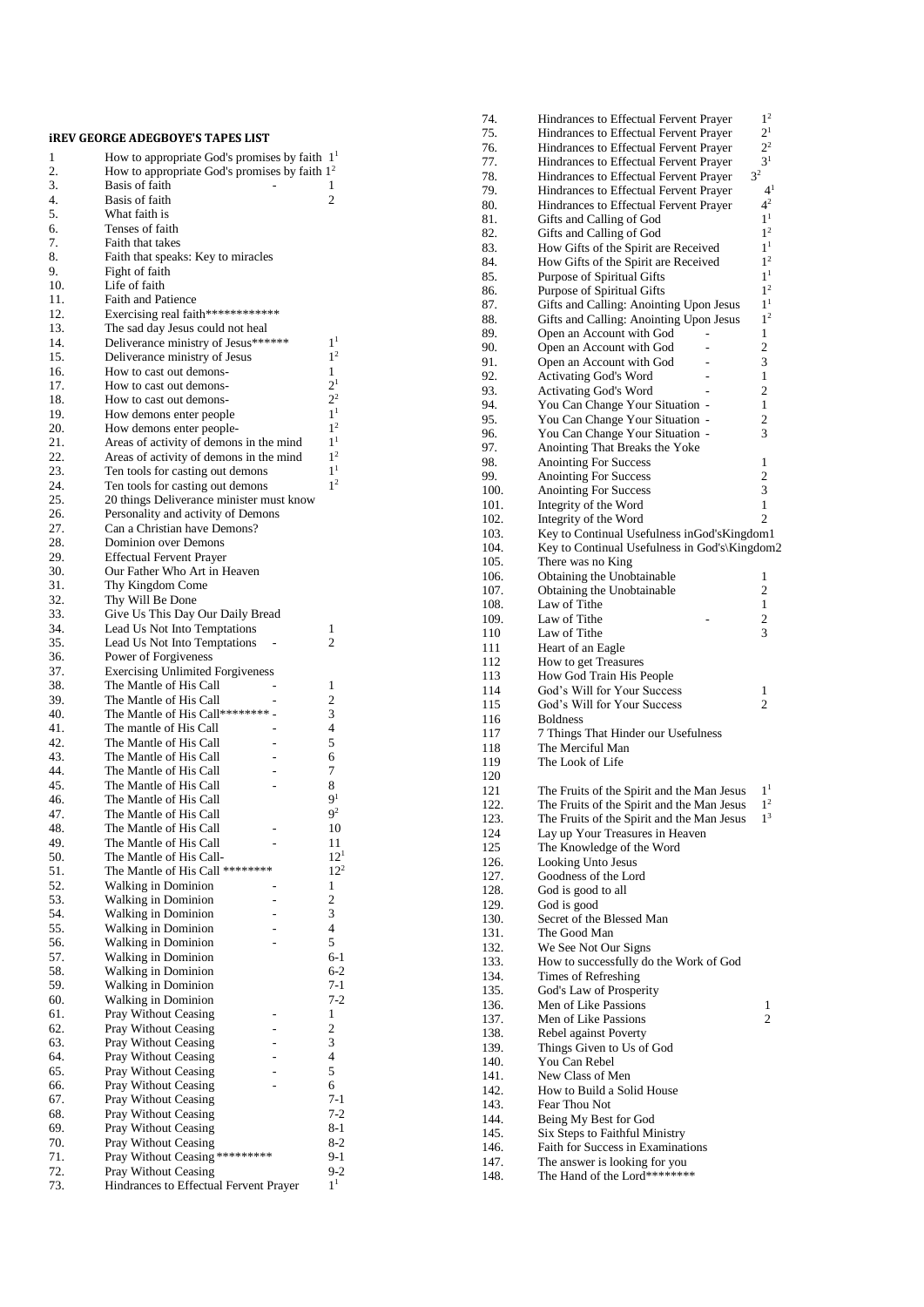## iREV GEORGE ADEGBOYE'S TAPES LIST

| No. | Title | Part |
|---|---|---|
| 1 | How to appropriate God's promises by faith | $1^1$ |
| 2. | How to appropriate God's promises by faith | $1^2$ |
| 3. | Basis of faith - | 1 |
| 4. | Basis of faith | 2 |
| 5. | What faith is | |
| 6. | Tenses of faith | |
| 7. | Faith that takes | |
| 8. | Faith that speaks: Key to miracles | |
| 9. | Fight of faith | |
| 10. | Life of faith | |
| 11. | Faith and Patience | |
| 12. | Exercising real faith************ | |
| 13. | The sad day Jesus could not heal | |
| 14. | Deliverance ministry of Jesus****** | $1^1$ |
| 15. | Deliverance ministry of Jesus | $1^2$ |
| 16. | How to cast out demons- | 1 |
| 17. | How to cast out demons- | $2^1$ |
| 18. | How to cast out demons- | $2^2$ |
| 19. | How demons enter people | $1^1$ |
| 20. | How demons enter people- | $1^2$ |
| 21. | Areas of activity of demons in the mind | $1^1$ |
| 22. | Areas of activity of demons in the mind | $1^2$ |
| 23. | Ten tools for casting out demons | $1^1$ |
| 24. | Ten tools for casting out demons | $1^2$ |
| 25. | 20 things Deliverance minister must know | |
| 26. | Personality and activity of Demons | |
| 27. | Can a Christian have Demons? | |
| 28. | Dominion over Demons | |
| 29. | Effectual Fervent Prayer | |
| 30. | Our Father Who Art in Heaven | |
| 31. | Thy Kingdom Come | |
| 32. | Thy Will Be Done | |
| 33. | Give Us This Day Our Daily Bread | |
| 34. | Lead Us Not Into Temptations | 1 |
| 35. | Lead Us Not Into Temptations - | 2 |
| 36. | Power of Forgiveness | |
| 37. | Exercising Unlimited Forgiveness | |
| 38. | The Mantle of His Call - | 1 |
| 39. | The Mantle of His Call - | 2 |
| 40. | The Mantle of His Call******** - | 3 |
| 41. | The mantle of His Call - | 4 |
| 42. | The Mantle of His Call - | 5 |
| 43. | The Mantle of His Call - | 6 |
| 44. | The Mantle of His Call - | 7 |
| 45. | The Mantle of His Call - | 8 |
| 46. | The Mantle of His Call | $9^1$ |
| 47. | The Mantle of His Call | $9^2$ |
| 48. | The Mantle of His Call - | 10 |
| 49. | The Mantle of His Call - | 11 |
| 50. | The Mantle of His Call- | $12^1$ |
| 51. | The Mantle of His Call ******** | $12^2$ |
| 52. | Walking in Dominion - | 1 |
| 53. | Walking in Dominion - | 2 |
| 54. | Walking in Dominion - | 3 |
| 55. | Walking in Dominion - | 4 |
| 56. | Walking in Dominion - | 5 |
| 57. | Walking in Dominion | 6-1 |
| 58. | Walking in Dominion | 6-2 |
| 59. | Walking in Dominion | 7-1 |
| 60. | Walking in Dominion | 7-2 |
| 61. | Pray Without Ceasing - | 1 |
| 62. | Pray Without Ceasing - | 2 |
| 63. | Pray Without Ceasing - | 3 |
| 64. | Pray Without Ceasing - | 4 |
| 65. | Pray Without Ceasing - | 5 |
| 66. | Pray Without Ceasing - | 6 |
| 67. | Pray Without Ceasing | 7-1 |
| 68. | Pray Without Ceasing | 7-2 |
| 69. | Pray Without Ceasing | 8-1 |
| 70. | Pray Without Ceasing | 8-2 |
| 71. | Pray Without Ceasing ********* | 9-1 |
| 72. | Pray Without Ceasing | 9-2 |
| 73. | Hindrances to Effectual Fervent Prayer | $1^1$ |
| 74. | Hindrances to Effectual Fervent Prayer | $1^2$ |
| 75. | Hindrances to Effectual Fervent Prayer | $2^1$ |
| 76. | Hindrances to Effectual Fervent Prayer | $2^2$ |
| 77. | Hindrances to Effectual Fervent Prayer | $3^1$ |
| 78. | Hindrances to Effectual Fervent Prayer | $3^2$ |
| 79. | Hindrances to Effectual Fervent Prayer | $4^1$ |
| 80. | Hindrances to Effectual Fervent Prayer | $4^2$ |
| 81. | Gifts and Calling of God | $1^1$ |
| 82. | Gifts and Calling of God | $1^2$ |
| 83. | How Gifts of the Spirit are Received | $1^1$ |
| 84. | How Gifts of the Spirit are Received | $1^2$ |
| 85. | Purpose of Spiritual Gifts | $1^1$ |
| 86. | Purpose of Spiritual Gifts | $1^2$ |
| 87. | Gifts and Calling: Anointing Upon Jesus | $1^1$ |
| 88. | Gifts and Calling: Anointing Upon Jesus | $1^2$ |
| 89. | Open an Account with God - | 1 |
| 90. | Open an Account with God - | 2 |
| 91. | Open an Account with God - | 3 |
| 92. | Activating God's Word - | 1 |
| 93. | Activating God's Word - | 2 |
| 94. | You Can Change Your Situation - | 1 |
| 95. | You Can Change Your Situation - | 2 |
| 96. | You Can Change Your Situation - | 3 |
| 97. | Anointing That Breaks the Yoke | |
| 98. | Anointing For Success | 1 |
| 99. | Anointing For Success | 2 |
| 100. | Anointing For Success | 3 |
| 101. | Integrity of the Word | 1 |
| 102. | Integrity of the Word | 2 |
| 103. | Key to Continual Usefulness inGod'sKingdom | 1 |
| 104. | Key to Continual Usefulness in God's\Kingdom | 2 |
| 105. | There was no King | |
| 106. | Obtaining the Unobtainable | 1 |
| 107. | Obtaining the Unobtainable | 2 |
| 108. | Law of Tithe | 1 |
| 109. | Law of Tithe - | 2 |
| 110 | Law of Tithe | 3 |
| 111 | Heart of an Eagle | |
| 112 | How to get Treasures | |
| 113 | How God Train His People | |
| 114 | God's Will for Your Success | 1 |
| 115 | God's Will for Your Success | 2 |
| 116 | Boldness | |
| 117 | 7 Things That Hinder our Usefulness | |
| 118 | The Merciful Man | |
| 119 | The Look of Life | |
| 120 | | |
| 121 | The Fruits of the Spirit and the Man Jesus | $1^1$ |
| 122. | The Fruits of the Spirit and the Man Jesus | $1^2$ |
| 123. | The Fruits of the Spirit and the Man Jesus | $1^3$ |
| 124 | Lay up Your Treasures in Heaven | |
| 125 | The Knowledge of the Word | |
| 126. | Looking Unto Jesus | |
| 127. | Goodness of the Lord | |
| 128. | God is good to all | |
| 129. | God is good | |
| 130. | Secret of the Blessed Man | |
| 131. | The Good Man | |
| 132. | We See Not Our Signs | |
| 133. | How to successfully do the Work of God | |
| 134. | Times of Refreshing | |
| 135. | God's Law of Prosperity | |
| 136. | Men of Like Passions | 1 |
| 137. | Men of Like Passions | 2 |
| 138. | Rebel against Poverty | |
| 139. | Things Given to Us of God | |
| 140. | You Can Rebel | |
| 141. | New Class of Men | |
| 142. | How to Build a Solid House | |
| 143. | Fear Thou Not | |
| 144. | Being My Best for God | |
| 145. | Six Steps to Faithful Ministry | |
| 146. | Faith for Success in Examinations | |
| 147. | The answer is looking for you | |
| 148. | The Hand of the Lord******** | |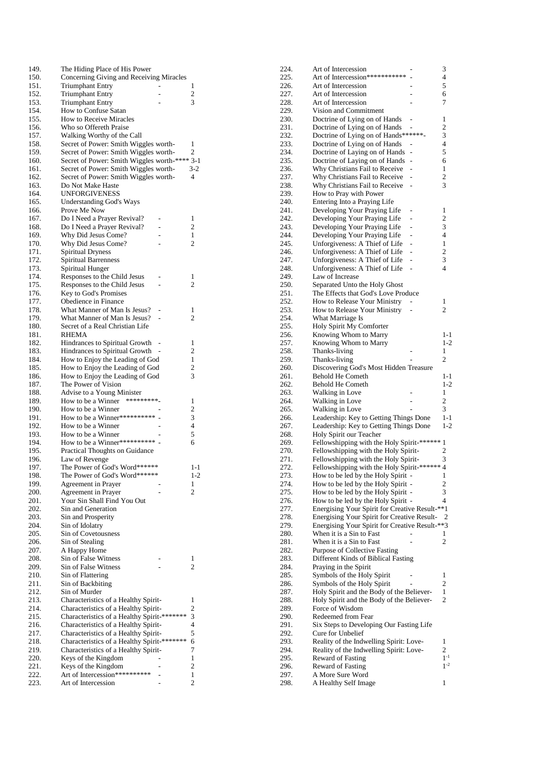| No. | Title | Part |
|---|---|---|
| 149. | The Hiding Place of His Power | |
| 150. | Concerning Giving and Receiving Miracles | |
| 151. | Triumphant Entry - | 1 |
| 152. | Triumphant Entry - | 2 |
| 153. | Triumphant Entry - | 3 |
| 154. | How to Confuse Satan | |
| 155. | How to Receive Miracles | |
| 156. | Who so Offereth Praise | |
| 157. | Walking Worthy of the Call | |
| 158. | Secret of Power: Smith Wiggles worth- | 1 |
| 159. | Secret of Power: Smith Wiggles worth- | 2 |
| 160. | Secret of Power: Smith Wiggles worth-**** | 3-1 |
| 161. | Secret of Power: Smith Wiggles worth- | 3-2 |
| 162. | Secret of Power: Smith Wiggles worth- | 4 |
| 163. | Do Not Make Haste | |
| 164. | UNFORGIVENESS | |
| 165. | Understanding God's Ways | |
| 166. | Prove Me Now | |
| 167. | Do I Need a Prayer Revival? - | 1 |
| 168. | Do I Need a Prayer Revival? - | 2 |
| 169. | Why Did Jesus Come? - | 1 |
| 170. | Why Did Jesus Come? - | 2 |
| 171. | Spiritual Dryness | |
| 172. | Spiritual Barrenness | |
| 173. | Spiritual Hunger | |
| 174. | Responses to the Child Jesus - | 1 |
| 175. | Responses to the Child Jesus - | 2 |
| 176. | Key to God's Promises | |
| 177. | Obedience in Finance | |
| 178. | What Manner of Man Is Jesus? - | 1 |
| 179. | What Manner of Man Is Jesus? - | 2 |
| 180. | Secret of a Real Christian Life | |
| 181. | RHEMA | |
| 182. | Hindrances to Spiritual Growth - | 1 |
| 183. | Hindrances to Spiritual Growth - | 2 |
| 184. | How to Enjoy the Leading of God | 1 |
| 185. | How to Enjoy the Leading of God | 2 |
| 186. | How to Enjoy the Leading of God | 3 |
| 187. | The Power of Vision | |
| 188. | Advise to a Young Minister | |
| 189. | How to be a Winner *********- | 1 |
| 190. | How to be a Winner - | 2 |
| 191. | How to be a Winner********** - | 3 |
| 192. | How to be a Winner - | 4 |
| 193. | How to be a Winner - | 5 |
| 194. | How to be a Winner********** - | 6 |
| 195. | Practical Thoughts on Guidance | |
| 196. | Law of Revenge | |
| 197. | The Power of God's Word****** | 1-1 |
| 198. | The Power of God's Word****** | 1-2 |
| 199. | Agreement in Prayer - | 1 |
| 200. | Agreement in Prayer - | 2 |
| 201. | Your Sin Shall Find You Out | |
| 202. | Sin and Generation | |
| 203. | Sin and Prosperity | |
| 204. | Sin of Idolatry | |
| 205. | Sin of Covetousness | |
| 206. | Sin of Stealing | |
| 207. | A Happy Home | |
| 208. | Sin of False Witness - | 1 |
| 209. | Sin of False Witness - | 2 |
| 210. | Sin of Flattering | |
| 211. | Sin of Backbiting | |
| 212. | Sin of Murder | |
| 213. | Characteristics of a Healthy Spirit- | 1 |
| 214. | Characteristics of a Healthy Spirit- | 2 |
| 215. | Characteristics of a Healthy Spirit-******* | 3 |
| 216. | Characteristics of a Healthy Spirit- | 4 |
| 217. | Characteristics of a Healthy Spirit- | 5 |
| 218. | Characteristics of a Healthy Spirit-******* | 6 |
| 219. | Characteristics of a Healthy Spirit- | 7 |
| 220. | Keys of the Kingdom - | 1 |
| 221. | Keys of the Kingdom - | 2 |
| 222. | Art of Intercession********** - | 1 |
| 223. | Art of Intercession - | 2 |
| 224. | Art of Intercession - | 3 |
| 225. | Art of Intercession*********** - | 4 |
| 226. | Art of Intercession - | 5 |
| 227. | Art of Intercession - | 6 |
| 228. | Art of Intercession - | 7 |
| 229. | Vision and Commitment | |
| 230. | Doctrine of Lying on of Hands - | 1 |
| 231. | Doctrine of Lying on of Hands - | 2 |
| 232. | Doctrine of Lying on of Hands******- | 3 |
| 233. | Doctrine of Lying on of Hands - | 4 |
| 234. | Doctrine of Laying on of Hands - | 5 |
| 235. | Doctrine of Laying on of Hands - | 6 |
| 236. | Why Christians Fail to Receive - | 1 |
| 237. | Why Christians Fail to Receive - | 2 |
| 238. | Why Christians Fail to Receive - | 3 |
| 239. | How to Pray with Power | |
| 240. | Entering Into a Praying Life | |
| 241. | Developing Your Praying Life - | 1 |
| 242. | Developing Your Praying Life - | 2 |
| 243. | Developing Your Praying Life - | 3 |
| 244. | Developing Your Praying Life - | 4 |
| 245. | Unforgiveness: A Thief of Life - | 1 |
| 246. | Unforgiveness: A Thief of Life - | 2 |
| 247. | Unforgiveness: A Thief of Life - | 3 |
| 248. | Unforgiveness: A Thief of Life - | 4 |
| 249. | Law of Increase | |
| 250. | Separated Unto the Holy Ghost | |
| 251. | The Effects that God's Love Produce | |
| 252. | How to Release Your Ministry - | 1 |
| 253. | How to Release Your Ministry - | 2 |
| 254. | What Marriage Is | |
| 255. | Holy Spirit My Comforter | |
| 256. | Knowing Whom to Marry | 1-1 |
| 257. | Knowing Whom to Marry | 1-2 |
| 258. | Thanks-living - | 1 |
| 259. | Thanks-living - | 2 |
| 260. | Discovering God's Most Hidden Treasure | |
| 261. | Behold He Cometh | 1-1 |
| 262. | Behold He Cometh | 1-2 |
| 263. | Walking in Love - | 1 |
| 264. | Walking in Love - | 2 |
| 265. | Walking in Love - | 3 |
| 266. | Leadership: Key to Getting Things Done | 1-1 |
| 267. | Leadership: Key to Getting Things Done | 1-2 |
| 268. | Holy Spirit our Teacher | |
| 269. | Fellowshipping with the Holy Spirit-****** | 1 |
| 270. | Fellowshipping with the Holy Spirit- | 2 |
| 271. | Fellowshipping with the Holy Spirit- | 3 |
| 272. | Fellowshipping with the Holy Spirit-****** | 4 |
| 273. | How to be led by the Holy Spirit - | 1 |
| 274. | How to be led by the Holy Spirit - | 2 |
| 275. | How to be led by the Holy Spirit - | 3 |
| 276. | How to be led by the Holy Spirit - | 4 |
| 277. | Energising Your Spirit for Creative Result-** | 1 |
| 278. | Energising Your Spirit for Creative Result- | 2 |
| 279. | Energising Your Spirit for Creative Result-** | 3 |
| 280. | When it is a Sin to Fast - | 1 |
| 281. | When it is a Sin to Fast - | 2 |
| 282. | Purpose of Collective Fasting | |
| 283. | Different Kinds of Biblical Fasting | |
| 284. | Praying in the Spirit | |
| 285. | Symbols of the Holy Spirit - | 1 |
| 286. | Symbols of the Holy Spirit - | 2 |
| 287. | Holy Spirit and the Body of the Believer- | 1 |
| 288. | Holy Spirit and the Body of the Believer- | 2 |
| 289. | Force of Wisdom | |
| 290. | Redeemed from Fear | |
| 291. | Six Steps to Developing Our Fasting Life | |
| 292. | Cure for Unbelief | |
| 293. | Reality of the Indwelling Spirit: Love- | 1 |
| 294. | Reality of the Indwelling Spirit: Love- | 2 |
| 295. | Reward of Fasting | 1-1 |
| 296. | Reward of Fasting | 1-2 |
| 297. | A More Sure Word | |
| 298. | A Healthy Self Image | 1 |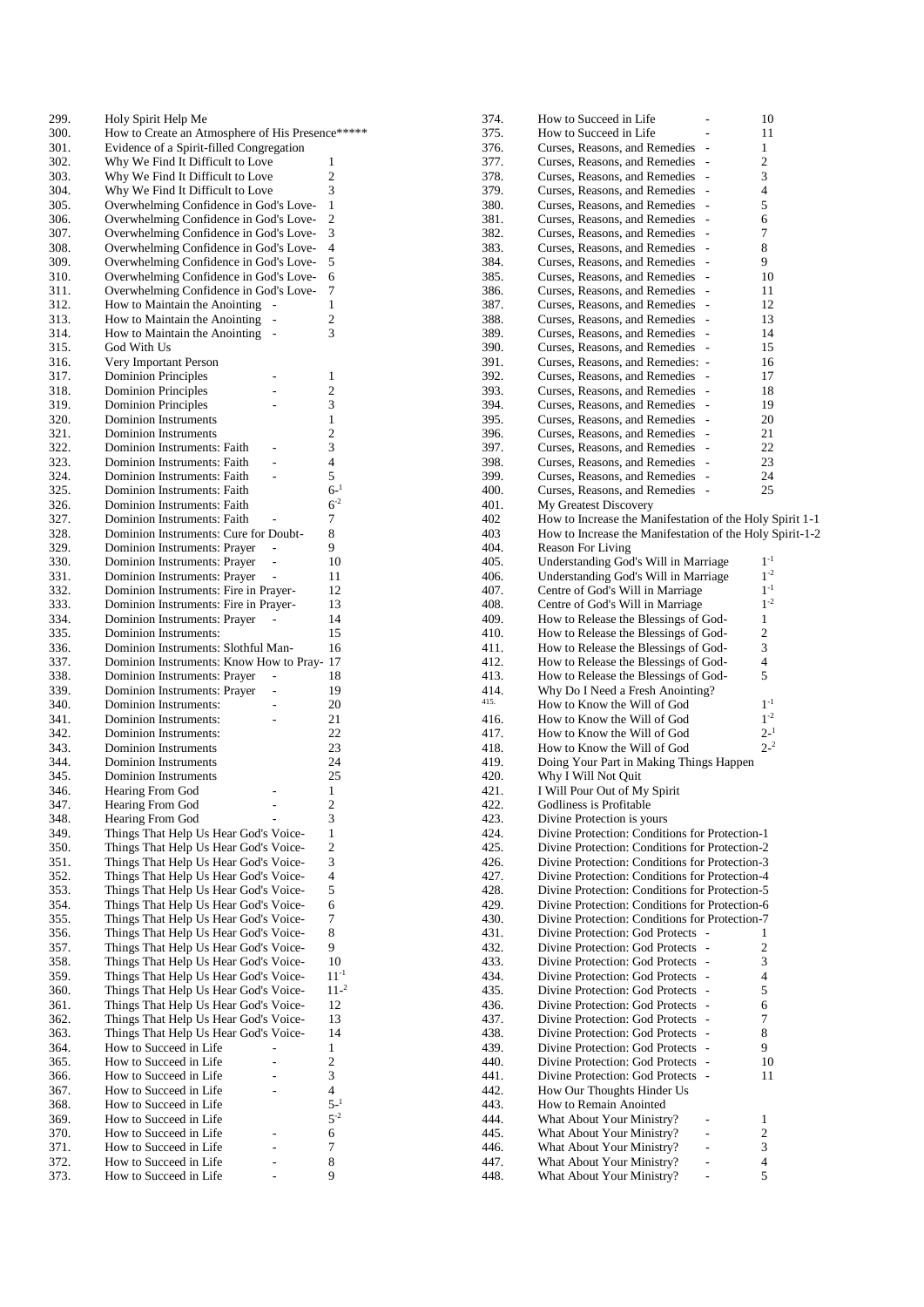299. Holy Spirit Help Me
300. How to Create an Atmosphere of His Presence*****
301. Evidence of a Spirit-filled Congregation
302. Why We Find It Difficult to Love 1
303. Why We Find It Difficult to Love 2
304. Why We Find It Difficult to Love 3
305. Overwhelming Confidence in God's Love- 1
306. Overwhelming Confidence in God's Love- 2
307. Overwhelming Confidence in God's Love- 3
308. Overwhelming Confidence in God's Love- 4
309. Overwhelming Confidence in God's Love- 5
310. Overwhelming Confidence in God's Love- 6
311. Overwhelming Confidence in God's Love- 7
312. How to Maintain the Anointing - 1
313. How to Maintain the Anointing - 2
314. How to Maintain the Anointing - 3
315. God With Us
316. Very Important Person
317. Dominion Principles - 1
318. Dominion Principles - 2
319. Dominion Principles - 3
320. Dominion Instruments 1
321. Dominion Instruments 2
322. Dominion Instruments: Faith - 3
323. Dominion Instruments: Faith - 4
324. Dominion Instruments: Faith - 5
325. Dominion Instruments: Faith 6-1
326. Dominion Instruments: Faith 6-2
327. Dominion Instruments: Faith - 7
328. Dominion Instruments: Cure for Doubt- 8
329. Dominion Instruments: Prayer - 9
330. Dominion Instruments: Prayer - 10
331. Dominion Instruments: Prayer - 11
332. Dominion Instruments: Fire in Prayer- 12
333. Dominion Instruments: Fire in Prayer- 13
334. Dominion Instruments: Prayer - 14
335. Dominion Instruments: 15
336. Dominion Instruments: Slothful Man- 16
337. Dominion Instruments: Know How to Pray- 17
338. Dominion Instruments: Prayer - 18
339. Dominion Instruments: Prayer - 19
340. Dominion Instruments: - 20
341. Dominion Instruments: - 21
342. Dominion Instruments: 22
343. Dominion Instruments 23
344. Dominion Instruments 24
345. Dominion Instruments 25
346. Hearing From God - 1
347. Hearing From God - 2
348. Hearing From God - 3
349. Things That Help Us Hear God's Voice- 1
350. Things That Help Us Hear God's Voice- 2
351. Things That Help Us Hear God's Voice- 3
352. Things That Help Us Hear God's Voice- 4
353. Things That Help Us Hear God's Voice- 5
354. Things That Help Us Hear God's Voice- 6
355. Things That Help Us Hear God's Voice- 7
356. Things That Help Us Hear God's Voice- 8
357. Things That Help Us Hear God's Voice- 9
358. Things That Help Us Hear God's Voice- 10
359. Things That Help Us Hear God's Voice- 11-1
360. Things That Help Us Hear God's Voice- 11-2
361. Things That Help Us Hear God's Voice- 12
362. Things That Help Us Hear God's Voice- 13
363. Things That Help Us Hear God's Voice- 14
364. How to Succeed in Life - 1
365. How to Succeed in Life - 2
366. How to Succeed in Life - 3
367. How to Succeed in Life - 4
368. How to Succeed in Life 5-1
369. How to Succeed in Life 5-2
370. How to Succeed in Life - 6
371. How to Succeed in Life - 7
372. How to Succeed in Life - 8
373. How to Succeed in Life - 9
374. How to Succeed in Life - 10
375. How to Succeed in Life - 11
376. Curses, Reasons, and Remedies - 1
377. Curses, Reasons, and Remedies - 2
378. Curses, Reasons, and Remedies - 3
379. Curses, Reasons, and Remedies - 4
380. Curses, Reasons, and Remedies - 5
381. Curses, Reasons, and Remedies - 6
382. Curses, Reasons, and Remedies - 7
383. Curses, Reasons, and Remedies - 8
384. Curses, Reasons, and Remedies - 9
385. Curses, Reasons, and Remedies - 10
386. Curses, Reasons, and Remedies - 11
387. Curses, Reasons, and Remedies - 12
388. Curses, Reasons, and Remedies - 13
389. Curses, Reasons, and Remedies - 14
390. Curses, Reasons, and Remedies - 15
391. Curses, Reasons, and Remedies: - 16
392. Curses, Reasons, and Remedies - 17
393. Curses, Reasons, and Remedies - 18
394. Curses, Reasons, and Remedies - 19
395. Curses, Reasons, and Remedies - 20
396. Curses, Reasons, and Remedies - 21
397. Curses, Reasons, and Remedies - 22
398. Curses, Reasons, and Remedies - 23
399. Curses, Reasons, and Remedies - 24
400. Curses, Reasons, and Remedies - 25
401. My Greatest Discovery
402 How to Increase the Manifestation of the Holy Spirit 1-1
403 How to Increase the Manifestation of the Holy Spirit-1-2
404. Reason For Living
405. Understanding God's Will in Marriage 1-1
406. Understanding God's Will in Marriage 1-2
407. Centre of God's Will in Marriage 1-1
408. Centre of God's Will in Marriage 1-2
409. How to Release the Blessings of God- 1
410. How to Release the Blessings of God- 2
411. How to Release the Blessings of God- 3
412. How to Release the Blessings of God- 4
413. How to Release the Blessings of God- 5
414. Why Do I Need a Fresh Anointing?
415. How to Know the Will of God 1-1
416. How to Know the Will of God 1-2
417. How to Know the Will of God 2-1
418. How to Know the Will of God 2-2
419. Doing Your Part in Making Things Happen
420. Why I Will Not Quit
421. I Will Pour Out of My Spirit
422. Godliness is Profitable
423. Divine Protection is yours
424. Divine Protection: Conditions for Protection-1
425. Divine Protection: Conditions for Protection-2
426. Divine Protection: Conditions for Protection-3
427. Divine Protection: Conditions for Protection-4
428. Divine Protection: Conditions for Protection-5
429. Divine Protection: Conditions for Protection-6
430. Divine Protection: Conditions for Protection-7
431. Divine Protection: God Protects - 1
432. Divine Protection: God Protects - 2
433. Divine Protection: God Protects - 3
434. Divine Protection: God Protects - 4
435. Divine Protection: God Protects - 5
436. Divine Protection: God Protects - 6
437. Divine Protection: God Protects - 7
438. Divine Protection: God Protects - 8
439. Divine Protection: God Protects - 9
440. Divine Protection: God Protects - 10
441. Divine Protection: God Protects - 11
442. How Our Thoughts Hinder Us
443. How to Remain Anointed
444. What About Your Ministry? - 1
445. What About Your Ministry? - 2
446. What About Your Ministry? - 3
447. What About Your Ministry? - 4
448. What About Your Ministry? - 5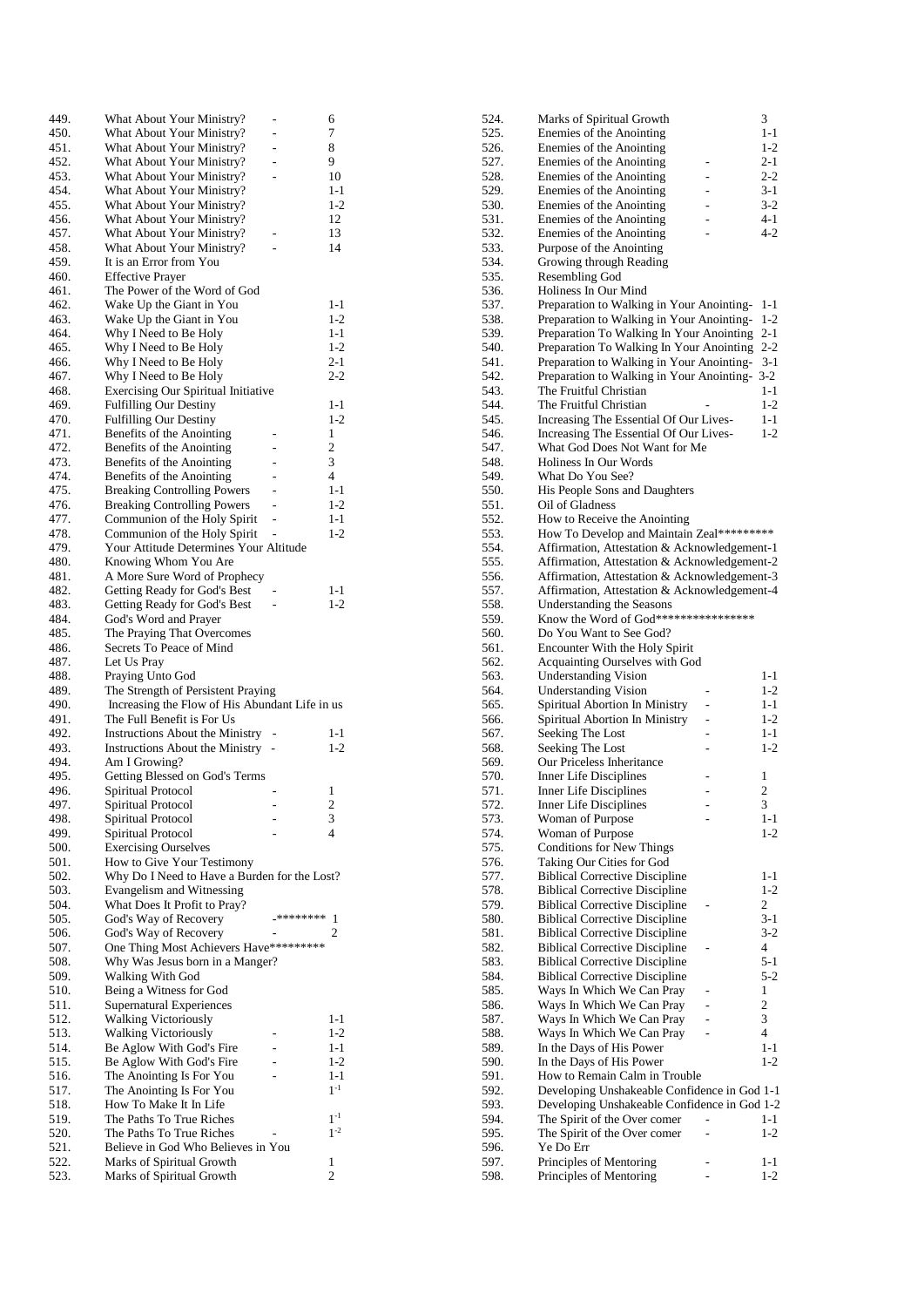| No. | Title | | Part |
|---|---|---|---|
| 449. | What About Your Ministry? | - | 6 |
| 450. | What About Your Ministry? | - | 7 |
| 451. | What About Your Ministry? | - | 8 |
| 452. | What About Your Ministry? | - | 9 |
| 453. | What About Your Ministry? | - | 10 |
| 454. | What About Your Ministry? | | 1-1 |
| 455. | What About Your Ministry? | | 1-2 |
| 456. | What About Your Ministry? | | 12 |
| 457. | What About Your Ministry? | - | 13 |
| 458. | What About Your Ministry? | - | 14 |
| 459. | It is an Error from You | | |
| 460. | Effective Prayer | | |
| 461. | The Power of the Word of God | | |
| 462. | Wake Up the Giant in You | | 1-1 |
| 463. | Wake Up the Giant in You | | 1-2 |
| 464. | Why I Need to Be Holy | | 1-1 |
| 465. | Why I Need to Be Holy | | 1-2 |
| 466. | Why I Need to Be Holy | | 2-1 |
| 467. | Why I Need to Be Holy | | 2-2 |
| 468. | Exercising Our Spiritual Initiative | | |
| 469. | Fulfilling Our Destiny | | 1-1 |
| 470. | Fulfilling Our Destiny | | 1-2 |
| 471. | Benefits of the Anointing | - | 1 |
| 472. | Benefits of the Anointing | - | 2 |
| 473. | Benefits of the Anointing | - | 3 |
| 474. | Benefits of the Anointing | - | 4 |
| 475. | Breaking Controlling Powers | - | 1-1 |
| 476. | Breaking Controlling Powers | - | 1-2 |
| 477. | Communion of the Holy Spirit | - | 1-1 |
| 478. | Communion of the Holy Spirit | - | 1-2 |
| 479. | Your Attitude Determines Your Altitude | | |
| 480. | Knowing Whom You Are | | |
| 481. | A More Sure Word of Prophecy | | |
| 482. | Getting Ready for God's Best | - | 1-1 |
| 483. | Getting Ready for God's Best | - | 1-2 |
| 484. | God's Word and Prayer | | |
| 485. | The Praying That Overcomes | | |
| 486. | Secrets To Peace of Mind | | |
| 487. | Let Us Pray | | |
| 488. | Praying Unto God | | |
| 489. | The Strength of Persistent Praying | | |
| 490. | Increasing the Flow of His Abundant Life in us | | |
| 491. | The Full Benefit is For Us | | |
| 492. | Instructions About the Ministry | - | 1-1 |
| 493. | Instructions About the Ministry | - | 1-2 |
| 494. | Am I Growing? | | |
| 495. | Getting Blessed on God's Terms | | |
| 496. | Spiritual Protocol | - | 1 |
| 497. | Spiritual Protocol | - | 2 |
| 498. | Spiritual Protocol | - | 3 |
| 499. | Spiritual Protocol | - | 4 |
| 500. | Exercising Ourselves | | |
| 501. | How to Give Your Testimony | | |
| 502. | Why Do I Need to Have a Burden for the Lost? | | |
| 503. | Evangelism and Witnessing | | |
| 504. | What Does It Profit to Pray? | | |
| 505. | God's Way of Recovery | -******** | 1 |
| 506. | God's Way of Recovery | - | 2 |
| 507. | One Thing Most Achievers Have********* | | |
| 508. | Why Was Jesus born in a Manger? | | |
| 509. | Walking With God | | |
| 510. | Being a Witness for God | | |
| 511. | Supernatural Experiences | | |
| 512. | Walking Victoriously | | 1-1 |
| 513. | Walking Victoriously | - | 1-2 |
| 514. | Be Aglow With God's Fire | - | 1-1 |
| 515. | Be Aglow With God's Fire | - | 1-2 |
| 516. | The Anointing Is For You | - | 1-1 |
| 517. | The Anointing Is For You | | 1-1 |
| 518. | How To Make It In Life | | |
| 519. | The Paths To True Riches | | 1-1 |
| 520. | The Paths To True Riches | - | 1-2 |
| 521. | Believe in God Who Believes in You | | |
| 522. | Marks of Spiritual Growth | | 1 |
| 523. | Marks of Spiritual Growth | | 2 |
| 524. | Marks of Spiritual Growth | | 3 |
| 525. | Enemies of the Anointing | | 1-1 |
| 526. | Enemies of the Anointing | | 1-2 |
| 527. | Enemies of the Anointing | - | 2-1 |
| 528. | Enemies of the Anointing | - | 2-2 |
| 529. | Enemies of the Anointing | - | 3-1 |
| 530. | Enemies of the Anointing | - | 3-2 |
| 531. | Enemies of the Anointing | - | 4-1 |
| 532. | Enemies of the Anointing | - | 4-2 |
| 533. | Purpose of the Anointing | | |
| 534. | Growing through Reading | | |
| 535. | Resembling God | | |
| 536. | Holiness In Our Mind | | |
| 537. | Preparation to Walking in Your Anointing- | | 1-1 |
| 538. | Preparation to Walking in Your Anointing- | | 1-2 |
| 539. | Preparation To Walking In Your Anointing | | 2-1 |
| 540. | Preparation To Walking In Your Anointing | | 2-2 |
| 541. | Preparation to Walking in Your Anointing- | | 3-1 |
| 542. | Preparation to Walking in Your Anointing- | | 3-2 |
| 543. | The Fruitful Christian | | 1-1 |
| 544. | The Fruitful Christian | - | 1-2 |
| 545. | Increasing The Essential Of Our Lives- | | 1-1 |
| 546. | Increasing The Essential Of Our Lives- | | 1-2 |
| 547. | What God Does Not Want for Me | | |
| 548. | Holiness In Our Words | | |
| 549. | What Do You See? | | |
| 550. | His People Sons and Daughters | | |
| 551. | Oil of Gladness | | |
| 552. | How to Receive the Anointing | | |
| 553. | How To Develop and Maintain Zeal********* | | |
| 554. | Affirmation, Attestation & Acknowledgement-1 | | |
| 555. | Affirmation, Attestation & Acknowledgement-2 | | |
| 556. | Affirmation, Attestation & Acknowledgement-3 | | |
| 557. | Affirmation, Attestation & Acknowledgement-4 | | |
| 558. | Understanding the Seasons | | |
| 559. | Know the Word of God***************** | | |
| 560. | Do You Want to See God? | | |
| 561. | Encounter With the Holy Spirit | | |
| 562. | Acquainting Ourselves with God | | |
| 563. | Understanding Vision | | 1-1 |
| 564. | Understanding Vision | - | 1-2 |
| 565. | Spiritual Abortion In Ministry | - | 1-1 |
| 566. | Spiritual Abortion In Ministry | - | 1-2 |
| 567. | Seeking The Lost | - | 1-1 |
| 568. | Seeking The Lost | - | 1-2 |
| 569. | Our Priceless Inheritance | | |
| 570. | Inner Life Disciplines | - | 1 |
| 571. | Inner Life Disciplines | - | 2 |
| 572. | Inner Life Disciplines | - | 3 |
| 573. | Woman of Purpose | - | 1-1 |
| 574. | Woman of Purpose | | 1-2 |
| 575. | Conditions for New Things | | |
| 576. | Taking Our Cities for God | | |
| 577. | Biblical Corrective Discipline | | 1-1 |
| 578. | Biblical Corrective Discipline | | 1-2 |
| 579. | Biblical Corrective Discipline | - | 2 |
| 580. | Biblical Corrective Discipline | | 3-1 |
| 581. | Biblical Corrective Discipline | | 3-2 |
| 582. | Biblical Corrective Discipline | - | 4 |
| 583. | Biblical Corrective Discipline | | 5-1 |
| 584. | Biblical Corrective Discipline | | 5-2 |
| 585. | Ways In Which We Can Pray | - | 1 |
| 586. | Ways In Which We Can Pray | - | 2 |
| 587. | Ways In Which We Can Pray | - | 3 |
| 588. | Ways In Which We Can Pray | - | 4 |
| 589. | In the Days of His Power | | 1-1 |
| 590. | In the Days of His Power | | 1-2 |
| 591. | How to Remain Calm in Trouble | | |
| 592. | Developing Unshakeable Confidence in God 1-1 | | |
| 593. | Developing Unshakeable Confidence in God 1-2 | | |
| 594. | The Spirit of the Over comer | - | 1-1 |
| 595. | The Spirit of the Over comer | - | 1-2 |
| 596. | Ye Do Err | | |
| 597. | Principles of Mentoring | - | 1-1 |
| 598. | Principles of Mentoring | - | 1-2 |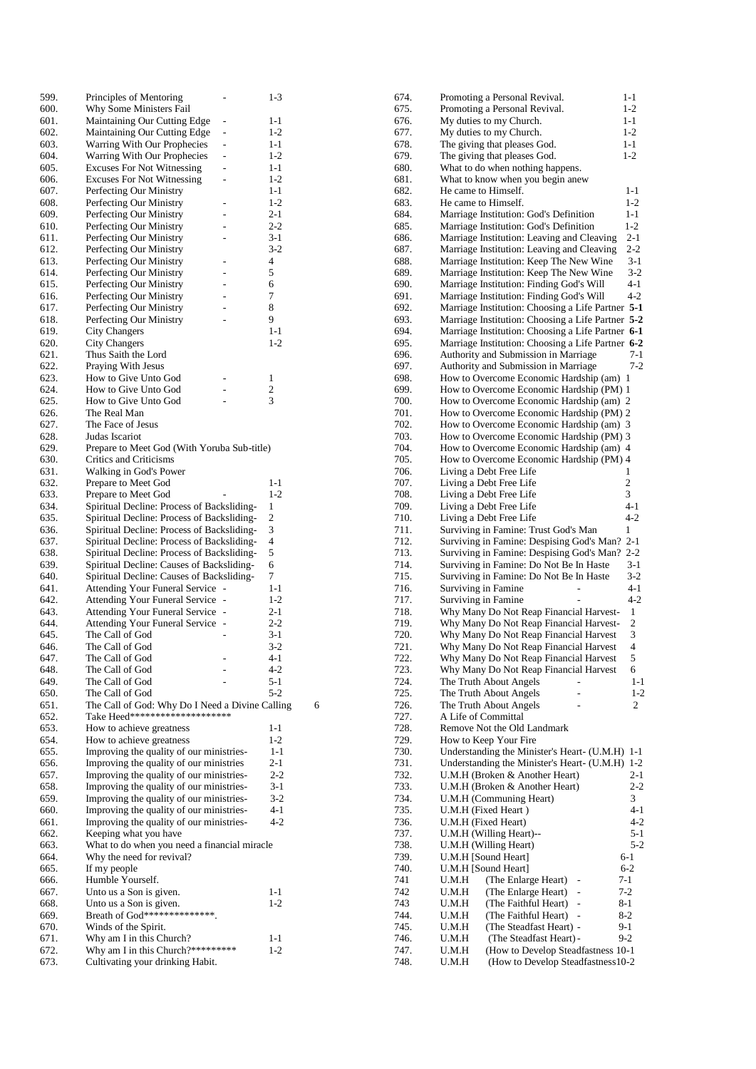599. Principles of Mentoring - 1-3
600. Why Some Ministers Fail
601. Maintaining Our Cutting Edge - 1-1
602. Maintaining Our Cutting Edge - 1-2
603. Warring With Our Prophecies - 1-1
604. Warring With Our Prophecies - 1-2
605. Excuses For Not Witnessing - 1-1
606. Excuses For Not Witnessing - 1-2
607. Perfecting Our Ministry 1-1
608. Perfecting Our Ministry - 1-2
609. Perfecting Our Ministry - 2-1
610. Perfecting Our Ministry - 2-2
611. Perfecting Our Ministry - 3-1
612. Perfecting Our Ministry 3-2
613. Perfecting Our Ministry - 4
614. Perfecting Our Ministry - 5
615. Perfecting Our Ministry - 6
616. Perfecting Our Ministry - 7
617. Perfecting Our Ministry - 8
618. Perfecting Our Ministry - 9
619. City Changers 1-1
620. City Changers 1-2
621. Thus Saith the Lord
622. Praying With Jesus
623. How to Give Unto God - 1
624. How to Give Unto God - 2
625. How to Give Unto God - 3
626. The Real Man
627. The Face of Jesus
628. Judas Iscariot
629. Prepare to Meet God (With Yoruba Sub-title)
630. Critics and Criticisms
631. Walking in God's Power
632. Prepare to Meet God 1-1
633. Prepare to Meet God - 1-2
634. Spiritual Decline: Process of Backsliding- 1
635. Spiritual Decline: Process of Backsliding- 2
636. Spiritual Decline: Process of Backsliding- 3
637. Spiritual Decline: Process of Backsliding- 4
638. Spiritual Decline: Process of Backsliding- 5
639. Spiritual Decline: Causes of Backsliding- 6
640. Spiritual Decline: Causes of Backsliding- 7
641. Attending Your Funeral Service - 1-1
642. Attending Your Funeral Service - 1-2
643. Attending Your Funeral Service - 2-1
644. Attending Your Funeral Service - 2-2
645. The Call of God - 3-1
646. The Call of God 3-2
647. The Call of God - 4-1
648. The Call of God - 4-2
649. The Call of God - 5-1
650. The Call of God 5-2
651. The Call of God: Why Do I Need a Divine Calling 6
652. Take Heed********************
653. How to achieve greatness 1-1
654. How to achieve greatness 1-2
655. Improving the quality of our ministries- 1-1
656. Improving the quality of our ministries 2-1
657. Improving the quality of our ministries- 2-2
658. Improving the quality of our ministries- 3-1
659. Improving the quality of our ministries- 3-2
660. Improving the quality of our ministries- 4-1
661. Improving the quality of our ministries- 4-2
662. Keeping what you have
663. What to do when you need a financial miracle
664. Why the need for revival?
665. If my people
666. Humble Yourself.
667. Unto us a Son is given. 1-1
668. Unto us a Son is given. 1-2
669. Breath of God**************.
670. Winds of the Spirit.
671. Why am I in this Church? 1-1
672. Why am I in this Church?********* 1-2
673. Cultivating your drinking Habit.
674. Promoting a Personal Revival. 1-1
675. Promoting a Personal Revival. 1-2
676. My duties to my Church. 1-1
677. My duties to my Church. 1-2
678. The giving that pleases God. 1-1
679. The giving that pleases God. 1-2
680. What to do when nothing happens.
681. What to know when you begin anew
682. He came to Himself. 1-1
683. He came to Himself. 1-2
684. Marriage Institution: God's Definition 1-1
685. Marriage Institution: God's Definition 1-2
686. Marriage Institution: Leaving and Cleaving 2-1
687. Marriage Institution: Leaving and Cleaving 2-2
688. Marriage Institution: Keep The New Wine 3-1
689. Marriage Institution: Keep The New Wine 3-2
690. Marriage Institution: Finding God's Will 4-1
691. Marriage Institution: Finding God's Will 4-2
692. Marriage Institution: Choosing a Life Partner **5-1**
693. Marriage Institution: Choosing a Life Partner **5-2**
694. Marriage Institution: Choosing a Life Partner **6-1**
695. Marriage Institution: Choosing a Life Partner **6-2**
696. Authority and Submission in Marriage 7-1
697. Authority and Submission in Marriage 7-2
698. How to Overcome Economic Hardship (am) 1
699. How to Overcome Economic Hardship (PM) 1
700. How to Overcome Economic Hardship (am) 2
701. How to Overcome Economic Hardship (PM) 2
702. How to Overcome Economic Hardship (am) 3
703. How to Overcome Economic Hardship (PM) 3
704. How to Overcome Economic Hardship (am) 4
705. How to Overcome Economic Hardship (PM) 4
706. Living a Debt Free Life 1
707. Living a Debt Free Life 2
708. Living a Debt Free Life 3
709. Living a Debt Free Life 4-1
710. Living a Debt Free Life 4-2
711. Surviving in Famine: Trust God's Man 1
712. Surviving in Famine: Despising God's Man? 2-1
713. Surviving in Famine: Despising God's Man? 2-2
714. Surviving in Famine: Do Not Be In Haste 3-1
715. Surviving in Famine: Do Not Be In Haste 3-2
716. Surviving in Famine - 4-1
717. Surviving in Famine - 4-2
718. Why Many Do Not Reap Financial Harvest- 1
719. Why Many Do Not Reap Financial Harvest- 2
720. Why Many Do Not Reap Financial Harvest 3
721. Why Many Do Not Reap Financial Harvest 4
722. Why Many Do Not Reap Financial Harvest 5
723. Why Many Do Not Reap Financial Harvest 6
724. The Truth About Angels - 1-1
725. The Truth About Angels - 1-2
726. The Truth About Angels - 2
727. A Life of Committal
728. Remove Not the Old Landmark
729. How to Keep Your Fire
730. Understanding the Minister's Heart- (U.M.H) 1-1
731. Understanding the Minister's Heart- (U.M.H) 1-2
732. U.M.H (Broken & Another Heart) 2-1
733. U.M.H (Broken & Another Heart) 2-2
734. U.M.H (Communing Heart) 3
735. U.M.H (Fixed Heart ) 4-1
736. U.M.H (Fixed Heart) 4-2
737. U.M.H (Willing Heart)-- 5-1
738. U.M.H (Willing Heart) 5-2
739. U.M.H [Sound Heart] 6-1
740. U.M.H [Sound Heart] 6-2
741 U.M.H (The Enlarge Heart) - 7-1
742 U.M.H (The Enlarge Heart) - 7-2
743 U.M.H (The Faithful Heart) - 8-1
744. U.M.H (The Faithful Heart) - 8-2
745. U.M.H (The Steadfast Heart) - 9-1
746. U.M.H (The Steadfast Heart) - 9-2
747. U.M.H (How to Develop Steadfastness 10-1
748. U.M.H (How to Develop Steadfastness10-2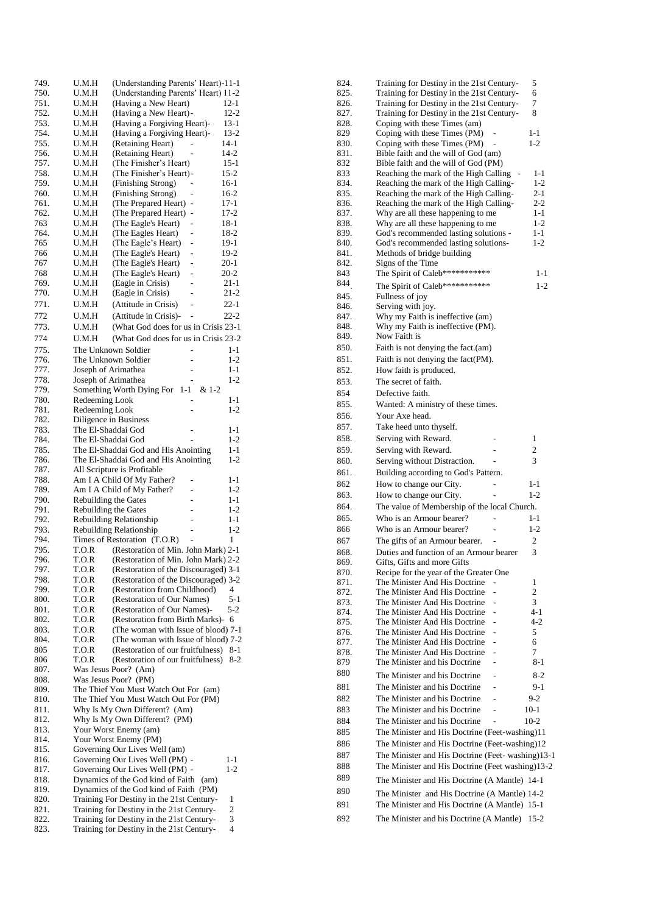| No. | Title | Part |
|---|---|---|
| 749. | U.M.H (Understanding Parents' Heart)- | 11-1 |
| 750. | U.M.H (Understanding Parents' Heart) | 11-2 |
| 751. | U.M.H (Having a New Heart) | 12-1 |
| 752. | U.M.H (Having a New Heart)- | 12-2 |
| 753. | U.M.H (Having a Forgiving Heart)- | 13-1 |
| 754. | U.M.H (Having a Forgiving Heart)- | 13-2 |
| 755. | U.M.H (Retaining Heart) - | 14-1 |
| 756. | U.M.H (Retaining Heart) - | 14-2 |
| 757. | U.M.H (The Finisher's Heart) | 15-1 |
| 758. | U.M.H (The Finisher's Heart)- | 15-2 |
| 759. | U.M.H (Finishing Strong) - | 16-1 |
| 760. | U.M.H (Finishing Strong) - | 16-2 |
| 761. | U.M.H (The Prepared Heart) - | 17-1 |
| 762. | U.M.H (The Prepared Heart) - | 17-2 |
| 763 | U.M.H (The Eagle's Heart) - | 18-1 |
| 764. | U.M.H (The Eagles Heart) - | 18-2 |
| 765 | U.M.H (The Eagle's Heart) - | 19-1 |
| 766 | U.M.H (The Eagle's Heart) - | 19-2 |
| 767 | U.M.H (The Eagle's Heart) - | 20-1 |
| 768 | U.M.H (The Eagle's Heart) - | 20-2 |
| 769. | U.M.H (Eagle in Crisis) - | 21-1 |
| 770. | U.M.H (Eagle in Crisis) - | 21-2 |
| 771. | U.M.H (Attitude in Crisis) - | 22-1 |
| 772 | U.M.H (Attitude in Crisis)- - | 22-2 |
| 773. | U.M.H (What God does for us in Crisis | 23-1 |
| 774 | U.M.H (What God does for us in Crisis | 23-2 |
| 775. | The Unknown Soldier - | 1-1 |
| 776. | The Unknown Soldier - | 1-2 |
| 777. | Joseph of Arimathea - | 1-1 |
| 778. | Joseph of Arimathea - | 1-2 |
| 779. | Something Worth Dying For | 1-1 & 1-2 |
| 780. | Redeeming Look - | 1-1 |
| 781. | Redeeming Look - | 1-2 |
| 782. | Diligence in Business | |
| 783. | The El-Shaddai God - | 1-1 |
| 784. | The El-Shaddai God - | 1-2 |
| 785. | The El-Shaddai God and His Anointing | 1-1 |
| 786. | The El-Shaddai God and His Anointing | 1-2 |
| 787. | All Scripture is Profitable | |
| 788. | Am I A Child Of My Father? - | 1-1 |
| 789. | Am I A Child of My Father? - | 1-2 |
| 790. | Rebuilding the Gates - | 1-1 |
| 791. | Rebuilding the Gates - | 1-2 |
| 792. | Rebuilding Relationship - | 1-1 |
| 793. | Rebuilding Relationship - | 1-2 |
| 794. | Times of Restoration (T.O.R) - | 1 |
| 795. | T.O.R (Restoration of Min. John Mark) | 2-1 |
| 796. | T.O.R (Restoration of Min. John Mark) | 2-2 |
| 797. | T.O.R (Restoration of the Discouraged) | 3-1 |
| 798. | T.O.R (Restoration of the Discouraged) | 3-2 |
| 799. | T.O.R (Restoration from Childhood) | 4 |
| 800. | T.O.R (Restoration of Our Names) | 5-1 |
| 801. | T.O.R (Restoration of Our Names)- | 5-2 |
| 802. | T.O.R (Restoration from Birth Marks)- | 6 |
| 803. | T.O.R (The woman with Issue of blood) | 7-1 |
| 804. | T.O.R (The woman with Issue of blood) | 7-2 |
| 805 | T.O.R (Restoration of our fruitfulness) | 8-1 |
| 806 | T.O.R (Restoration of our fruitfulness) | 8-2 |
| 807. | Was Jesus Poor? (Am) | |
| 808. | Was Jesus Poor? (PM) | |
| 809. | The Thief You Must Watch Out For (am) | |
| 810. | The Thief You Must Watch Out For (PM) | |
| 811. | Why Is My Own Different? (Am) | |
| 812. | Why Is My Own Different? (PM) | |
| 813. | Your Worst Enemy (am) | |
| 814. | Your Worst Enemy (PM) | |
| 815. | Governing Our Lives Well (am) | |
| 816. | Governing Our Lives Well (PM) - | 1-1 |
| 817. | Governing Our Lives Well (PM) - | 1-2 |
| 818. | Dynamics of the God kind of Faith (am) | |
| 819. | Dynamics of the God kind of Faith (PM) | |
| 820. | Training For Destiny in the 21st Century- | 1 |
| 821. | Training for Destiny in the 21st Century- | 2 |
| 822. | Training for Destiny in the 21st Century- | 3 |
| 823. | Training for Destiny in the 21st Century- | 4 |
| 824. | Training for Destiny in the 21st Century- | 5 |
| 825. | Training for Destiny in the 21st Century- | 6 |
| 826. | Training for Destiny in the 21st Century- | 7 |
| 827. | Training for Destiny in the 21st Century- | 8 |
| 828. | Coping with these Times (am) | |
| 829 | Coping with these Times (PM) - | 1-1 |
| 830. | Coping with these Times (PM) - | 1-2 |
| 831. | Bible faith and the will of God (am) | |
| 832 | Bible faith and the will of God (PM) | |
| 833 | Reaching the mark of the High Calling - | 1-1 |
| 834. | Reaching the mark of the High Calling- | 1-2 |
| 835. | Reaching the mark of the High Calling- | 2-1 |
| 836. | Reaching the mark of the High Calling- | 2-2 |
| 837. | Why are all these happening to me | 1-1 |
| 838. | Why are all these happening to me | 1-2 |
| 839. | God's recommended lasting solutions - | 1-1 |
| 840. | God's recommended lasting solutions- | 1-2 |
| 841. | Methods of bridge building | |
| 842. | Signs of the Time | |
| 843 | The Spirit of Caleb*********** | 1-1 |
| 844. | The Spirit of Caleb*********** | 1-2 |
| 845. | Fullness of joy | |
| 846. | Serving with joy. | |
| 847. | Why my Faith is ineffective (am) | |
| 848. | Why my Faith is ineffective (PM). | |
| 849. | Now Faith is | |
| 850. | Faith is not denying the fact.(am) | |
| 851. | Faith is not denying the fact(PM). | |
| 852. | How faith is produced. | |
| 853. | The secret of faith. | |
| 854 | Defective faith. | |
| 855. | Wanted: A ministry of these times. | |
| 856. | Your Axe head. | |
| 857. | Take heed unto thyself. | |
| 858. | Serving with Reward. - | 1 |
| 859. | Serving with Reward. - | 2 |
| 860. | Serving without Distraction. - | 3 |
| 861. | Building according to God's Pattern. | |
| 862 | How to change our City. - | 1-1 |
| 863. | How to change our City. - | 1-2 |
| 864. | The value of Membership of the local Church. | |
| 865. | Who is an Armour bearer? - | 1-1 |
| 866 | Who is an Armour bearer? - | 1-2 |
| 867 | The gifts of an Armour bearer. - | 2 |
| 868. | Duties and function of an Armour bearer | 3 |
| 869. | Gifts, Gifts and more Gifts | |
| 870. | Recipe for the year of the Greater One | |
| 871. | The Minister And His Doctrine - | 1 |
| 872. | The Minister And His Doctrine - | 2 |
| 873. | The Minister And His Doctrine - | 3 |
| 874. | The Minister And His Doctrine - | 4-1 |
| 875. | The Minister And His Doctrine - | 4-2 |
| 876. | The Minister And His Doctrine - | 5 |
| 877. | The Minister And His Doctrine - | 6 |
| 878. | The Minister And His Doctrine - | 7 |
| 879 | The Minister and his Doctrine - | 8-1 |
| 880 | The Minister and his Doctrine - | 8-2 |
| 881 | The Minister and his Doctrine - | 9-1 |
| 882 | The Minister and his Doctrine - | 9-2 |
| 883 | The Minister and his Doctrine - | 10-1 |
| 884 | The Minister and his Doctrine - | 10-2 |
| 885 | The Minister and His Doctrine (Feet-washing) | 11 |
| 886 | The Minister and His Doctrine (Feet-washing) | 12 |
| 887 | The Minister and His Doctrine (Feet- washing) | 13-1 |
| 888 | The Minister and His Doctrine (Feet washing) | 13-2 |
| 889 | The Minister and His Doctrine (A Mantle) | 14-1 |
| 890 | The Minister and His Doctrine (A Mantle) | 14-2 |
| 891 | The Minister and His Doctrine (A Mantle) | 15-1 |
| 892 | The Minister and his Doctrine (A Mantle) | 15-2 |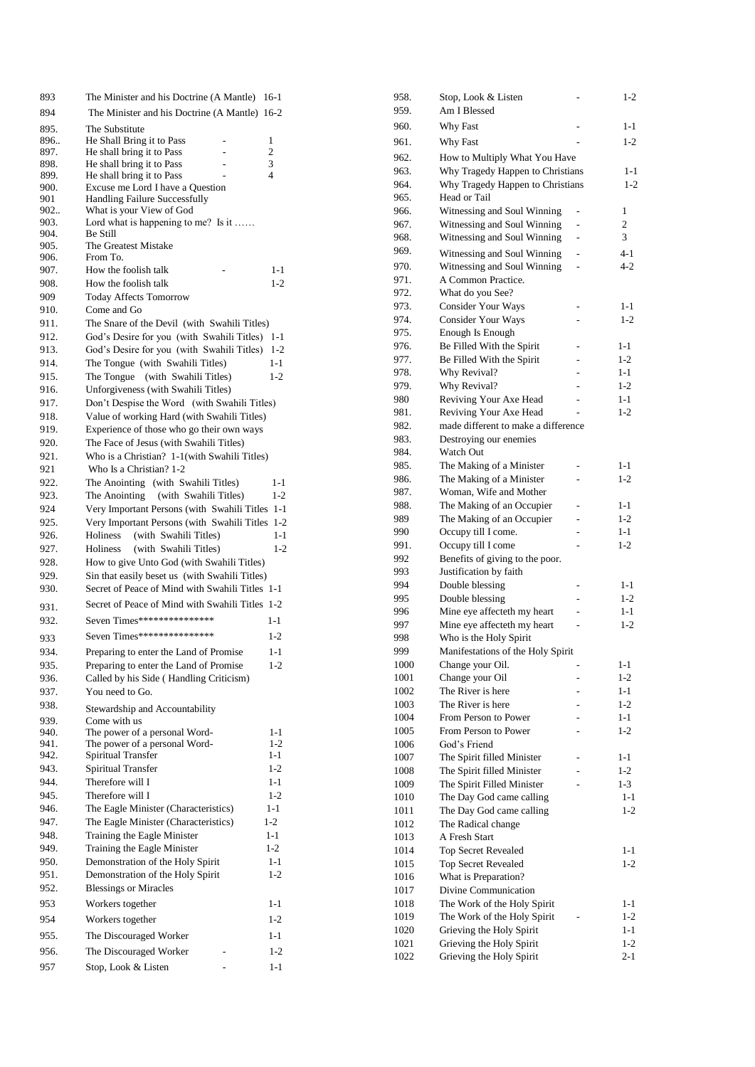| No. | Title | Part |
|---|---|---|
| 893 | The Minister and his Doctrine (A Mantle) | 16-1 |
| 894 | The Minister and his Doctrine (A Mantle) | 16-2 |
| 895. | The Substitute | |
| 896.. | He Shall Bring it to Pass - | 1 |
| 897. | He shall bring it to Pass - | 2 |
| 898. | He shall bring it to Pass - | 3 |
| 899. | He shall bring it to Pass - | 4 |
| 900. | Excuse me Lord I have a Question | |
| 901 | Handling Failure Successfully | |
| 902.. | What is your View of God | |
| 903. | Lord what is happening to me? Is it …… | |
| 904. | Be Still | |
| 905. | The Greatest Mistake | |
| 906. | From To. | |
| 907. | How the foolish talk - | 1-1 |
| 908. | How the foolish talk | 1-2 |
| 909 | Today Affects Tomorrow | |
| 910. | Come and Go | |
| 911. | The Snare of the Devil (with Swahili Titles) | |
| 912. | God's Desire for you (with Swahili Titles) | 1-1 |
| 913. | God's Desire for you (with Swahili Titles) | 1-2 |
| 914. | The Tongue (with Swahili Titles) | 1-1 |
| 915. | The Tongue (with Swahili Titles) | 1-2 |
| 916. | Unforgiveness (with Swahili Titles) | |
| 917. | Don't Despise the Word (with Swahili Titles) | |
| 918. | Value of working Hard (with Swahili Titles) | |
| 919. | Experience of those who go their own ways | |
| 920. | The Face of Jesus (with Swahili Titles) | |
| 921. | Who is a Christian? 1-1(with Swahili Titles) | |
| 921 | Who Is a Christian? 1-2 | |
| 922. | The Anointing (with Swahili Titles) | 1-1 |
| 923. | The Anointing (with Swahili Titles) | 1-2 |
| 924 | Very Important Persons (with Swahili Titles | 1-1 |
| 925. | Very Important Persons (with Swahili Titles | 1-2 |
| 926. | Holiness (with Swahili Titles) | 1-1 |
| 927. | Holiness (with Swahili Titles) | 1-2 |
| 928. | How to give Unto God (with Swahili Titles) | |
| 929. | Sin that easily beset us (with Swahili Titles) | |
| 930. | Secret of Peace of Mind with Swahili Titles | 1-1 |
| 931. | Secret of Peace of Mind with Swahili Titles | 1-2 |
| 932. | Seven Times**************** | 1-1 |
| 933 | Seven Times**************** | 1-2 |
| 934. | Preparing to enter the Land of Promise | 1-1 |
| 935. | Preparing to enter the Land of Promise | 1-2 |
| 936. | Called by his Side ( Handling Criticism) | |
| 937. | You need to Go. | |
| 938. | Stewardship and Accountability | |
| 939. | Come with us | |
| 940. | The power of a personal Word- | 1-1 |
| 941. | The power of a personal Word- | 1-2 |
| 942. | Spiritual Transfer | 1-1 |
| 943. | Spiritual Transfer | 1-2 |
| 944. | Therefore will I | 1-1 |
| 945. | Therefore will I | 1-2 |
| 946. | The Eagle Minister (Characteristics) | 1-1 |
| 947. | The Eagle Minister (Characteristics) | 1-2 |
| 948. | Training the Eagle Minister | 1-1 |
| 949. | Training the Eagle Minister | 1-2 |
| 950. | Demonstration of the Holy Spirit | 1-1 |
| 951. | Demonstration of the Holy Spirit | 1-2 |
| 952. | Blessings or Miracles | |
| 953 | Workers together | 1-1 |
| 954 | Workers together | 1-2 |
| 955. | The Discouraged Worker | 1-1 |
| 956. | The Discouraged Worker - | 1-2 |
| 957 | Stop, Look & Listen - | 1-1 |
| 958. | Stop, Look & Listen - | 1-2 |
| 959. | Am I Blessed | |
| 960. | Why Fast - | 1-1 |
| 961. | Why Fast - | 1-2 |
| 962. | How to Multiply What You Have | |
| 963. | Why Tragedy Happen to Christians | 1-1 |
| 964. | Why Tragedy Happen to Christians | 1-2 |
| 965. | Head or Tail | |
| 966. | Witnessing and Soul Winning - | 1 |
| 967. | Witnessing and Soul Winning - | 2 |
| 968. | Witnessing and Soul Winning - | 3 |
| 969. | Witnessing and Soul Winning - | 4-1 |
| 970. | Witnessing and Soul Winning - | 4-2 |
| 971. | A Common Practice. | |
| 972. | What do you See? | |
| 973. | Consider Your Ways - | 1-1 |
| 974. | Consider Your Ways - | 1-2 |
| 975. | Enough Is Enough | |
| 976. | Be Filled With the Spirit - | 1-1 |
| 977. | Be Filled With the Spirit - | 1-2 |
| 978. | Why Revival? - | 1-1 |
| 979. | Why Revival? - | 1-2 |
| 980 | Reviving Your Axe Head - | 1-1 |
| 981. | Reviving Your Axe Head - | 1-2 |
| 982. | made different to make a difference | |
| 983. | Destroying our enemies | |
| 984. | Watch Out | |
| 985. | The Making of a Minister - | 1-1 |
| 986. | The Making of a Minister - | 1-2 |
| 987. | Woman, Wife and Mother | |
| 988. | The Making of an Occupier - | 1-1 |
| 989 | The Making of an Occupier - | 1-2 |
| 990 | Occupy till I come. - | 1-1 |
| 991. | Occupy till I come - | 1-2 |
| 992 | Benefits of giving to the poor. | |
| 993 | Justification by faith | |
| 994 | Double blessing - | 1-1 |
| 995 | Double blessing - | 1-2 |
| 996 | Mine eye affecteth my heart - | 1-1 |
| 997 | Mine eye affecteth my heart - | 1-2 |
| 998 | Who is the Holy Spirit | |
| 999 | Manifestations of the Holy Spirit | |
| 1000 | Change your Oil. - | 1-1 |
| 1001 | Change your Oil - | 1-2 |
| 1002 | The River is here - | 1-1 |
| 1003 | The River is here - | 1-2 |
| 1004 | From Person to Power - | 1-1 |
| 1005 | From Person to Power - | 1-2 |
| 1006 | God's Friend | |
| 1007 | The Spirit filled Minister - | 1-1 |
| 1008 | The Spirit filled Minister - | 1-2 |
| 1009 | The Spirit Filled Minister - | 1-3 |
| 1010 | The Day God came calling | 1-1 |
| 1011 | The Day God came calling | 1-2 |
| 1012 | The Radical change | |
| 1013 | A Fresh Start | |
| 1014 | Top Secret Revealed | 1-1 |
| 1015 | Top Secret Revealed | 1-2 |
| 1016 | What is Preparation? | |
| 1017 | Divine Communication | |
| 1018 | The Work of the Holy Spirit | 1-1 |
| 1019 | The Work of the Holy Spirit - | 1-2 |
| 1020 | Grieving the Holy Spirit | 1-1 |
| 1021 | Grieving the Holy Spirit | 1-2 |
| 1022 | Grieving the Holy Spirit | 2-1 |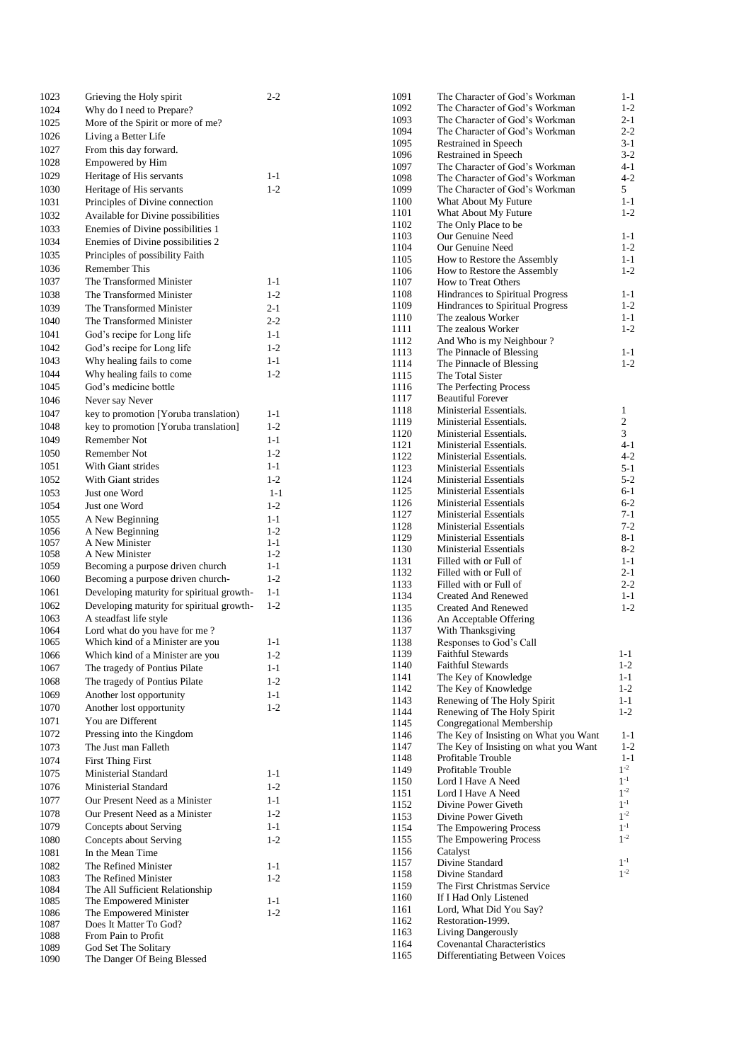| No. | Title | Part |
|---|---|---|
| 1023 | Grieving the Holy spirit | 2-2 |
| 1024 | Why do I need to Prepare? | |
| 1025 | More of the Spirit or more of me? | |
| 1026 | Living a Better Life | |
| 1027 | From this day forward. | |
| 1028 | Empowered by Him | |
| 1029 | Heritage of His servants | 1-1 |
| 1030 | Heritage of His servants | 1-2 |
| 1031 | Principles of Divine connection | |
| 1032 | Available for Divine possibilities | |
| 1033 | Enemies of Divine possibilities 1 | |
| 1034 | Enemies of Divine possibilities 2 | |
| 1035 | Principles of possibility Faith | |
| 1036 | Remember This | |
| 1037 | The Transformed Minister | 1-1 |
| 1038 | The Transformed Minister | 1-2 |
| 1039 | The Transformed Minister | 2-1 |
| 1040 | The Transformed Minister | 2-2 |
| 1041 | God's recipe for Long life | 1-1 |
| 1042 | God's recipe for Long life | 1-2 |
| 1043 | Why healing fails to come | 1-1 |
| 1044 | Why healing fails to come | 1-2 |
| 1045 | God's medicine bottle | |
| 1046 | Never say Never | |
| 1047 | key to promotion [Yoruba translation) | 1-1 |
| 1048 | key to promotion [Yoruba translation] | 1-2 |
| 1049 | Remember Not | 1-1 |
| 1050 | Remember Not | 1-2 |
| 1051 | With Giant strides | 1-1 |
| 1052 | With Giant strides | 1-2 |
| 1053 | Just one Word | 1-1 |
| 1054 | Just one Word | 1-2 |
| 1055 | A New Beginning | 1-1 |
| 1056 | A New Beginning | 1-2 |
| 1057 | A New Minister | 1-1 |
| 1058 | A New Minister | 1-2 |
| 1059 | Becoming a purpose driven church | 1-1 |
| 1060 | Becoming a purpose driven church- | 1-2 |
| 1061 | Developing maturity for spiritual growth- | 1-1 |
| 1062 | Developing maturity for spiritual growth- | 1-2 |
| 1063 | A steadfast life style | |
| 1064 | Lord what do you have for me ? | |
| 1065 | Which kind of a Minister are you | 1-1 |
| 1066 | Which kind of a Minister are you | 1-2 |
| 1067 | The tragedy of Pontius Pilate | 1-1 |
| 1068 | The tragedy of Pontius Pilate | 1-2 |
| 1069 | Another lost opportunity | 1-1 |
| 1070 | Another lost opportunity | 1-2 |
| 1071 | You are Different | |
| 1072 | Pressing into the Kingdom | |
| 1073 | The Just man Falleth | |
| 1074 | First Thing First | |
| 1075 | Ministerial Standard | 1-1 |
| 1076 | Ministerial Standard | 1-2 |
| 1077 | Our Present Need as a Minister | 1-1 |
| 1078 | Our Present Need as a Minister | 1-2 |
| 1079 | Concepts about Serving | 1-1 |
| 1080 | Concepts about Serving | 1-2 |
| 1081 | In the Mean Time | |
| 1082 | The Refined Minister | 1-1 |
| 1083 | The Refined Minister | 1-2 |
| 1084 | The All Sufficient Relationship | |
| 1085 | The Empowered Minister | 1-1 |
| 1086 | The Empowered Minister | 1-2 |
| 1087 | Does It Matter To God? | |
| 1088 | From Pain to Profit | |
| 1089 | God Set The Solitary | |
| 1090 | The Danger Of Being Blessed | |
| 1091 | The Character of God's Workman | 1-1 |
| 1092 | The Character of God's Workman | 1-2 |
| 1093 | The Character of God's Workman | 2-1 |
| 1094 | The Character of God's Workman | 2-2 |
| 1095 | Restrained in Speech | 3-1 |
| 1096 | Restrained in Speech | 3-2 |
| 1097 | The Character of God's Workman | 4-1 |
| 1098 | The Character of God's Workman | 4-2 |
| 1099 | The Character of God's Workman | 5 |
| 1100 | What About My Future | 1-1 |
| 1101 | What About My Future | 1-2 |
| 1102 | The Only Place to be | |
| 1103 | Our Genuine Need | 1-1 |
| 1104 | Our Genuine Need | 1-2 |
| 1105 | How to Restore the Assembly | 1-1 |
| 1106 | How to Restore the Assembly | 1-2 |
| 1107 | How to Treat Others | |
| 1108 | Hindrances to Spiritual Progress | 1-1 |
| 1109 | Hindrances to Spiritual Progress | 1-2 |
| 1110 | The zealous Worker | 1-1 |
| 1111 | The zealous Worker | 1-2 |
| 1112 | And Who is my Neighbour ? | |
| 1113 | The Pinnacle of Blessing | 1-1 |
| 1114 | The Pinnacle of Blessing | 1-2 |
| 1115 | The Total Sister | |
| 1116 | The Perfecting Process | |
| 1117 | Beautiful Forever | |
| 1118 | Ministerial Essentials. | 1 |
| 1119 | Ministerial Essentials. | 2 |
| 1120 | Ministerial Essentials. | 3 |
| 1121 | Ministerial Essentials. | 4-1 |
| 1122 | Ministerial Essentials. | 4-2 |
| 1123 | Ministerial Essentials | 5-1 |
| 1124 | Ministerial Essentials | 5-2 |
| 1125 | Ministerial Essentials | 6-1 |
| 1126 | Ministerial Essentials | 6-2 |
| 1127 | Ministerial Essentials | 7-1 |
| 1128 | Ministerial Essentials | 7-2 |
| 1129 | Ministerial Essentials | 8-1 |
| 1130 | Ministerial Essentials | 8-2 |
| 1131 | Filled with or Full of | 1-1 |
| 1132 | Filled with or Full of | 2-1 |
| 1133 | Filled with or Full of | 2-2 |
| 1134 | Created And Renewed | 1-1 |
| 1135 | Created And Renewed | 1-2 |
| 1136 | An Acceptable Offering | |
| 1137 | With Thanksgiving | |
| 1138 | Responses to God's Call | |
| 1139 | Faithful Stewards | 1-1 |
| 1140 | Faithful Stewards | 1-2 |
| 1141 | The Key of Knowledge | 1-1 |
| 1142 | The Key of Knowledge | 1-2 |
| 1143 | Renewing of The Holy Spirit | 1-1 |
| 1144 | Renewing of The Holy Spirit | 1-2 |
| 1145 | Congregational Membership | |
| 1146 | The Key of Insisting on What you Want | 1-1 |
| 1147 | The Key of Insisting on what you Want | 1-2 |
| 1148 | Profitable Trouble | 1-1 |
| 1149 | Profitable Trouble | $1^{-2}$ |
| 1150 | Lord I Have A Need | $1^{-1}$ |
| 1151 | Lord I Have A Need | $1^{-2}$ |
| 1152 | Divine Power Giveth | $1^{-1}$ |
| 1153 | Divine Power Giveth | $1^{-2}$ |
| 1154 | The Empowering Process | $1^{-1}$ |
| 1155 | The Empowering Process | $1^{-2}$ |
| 1156 | Catalyst | |
| 1157 | Divine Standard | $1^{-1}$ |
| 1158 | Divine Standard | $1^{-2}$ |
| 1159 | The First Christmas Service | |
| 1160 | If I Had Only Listened | |
| 1161 | Lord, What Did You Say? | |
| 1162 | Restoration-1999. | |
| 1163 | Living Dangerously | |
| 1164 | Covenantal Characteristics | |
| 1165 | Differentiating Between Voices | |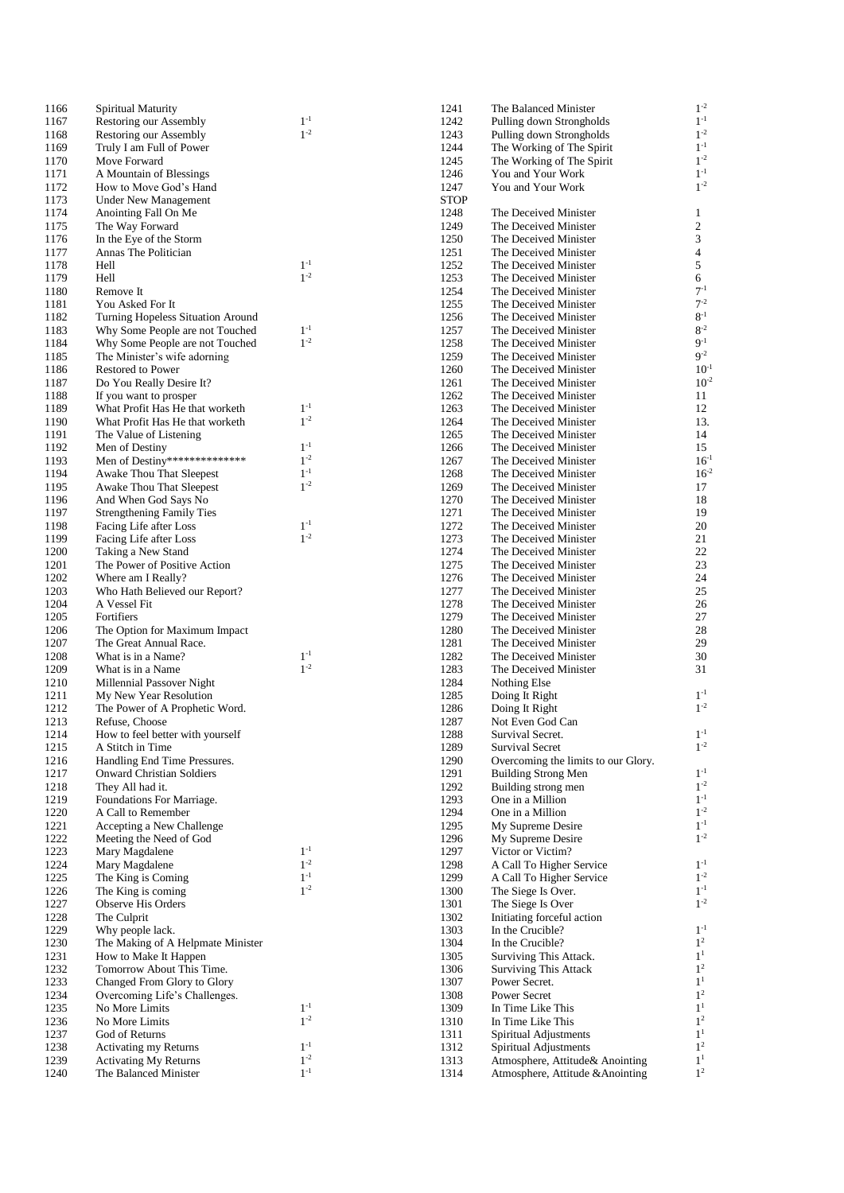| | | |
|---|---|---|
| 1166 | Spiritual Maturity | |
| 1167 | Restoring our Assembly | $1^{-1}$ |
| 1168 | Restoring our Assembly | $1^{-2}$ |
| 1169 | Truly I am Full of Power | |
| 1170 | Move Forward | |
| 1171 | A Mountain of Blessings | |
| 1172 | How to Move God's Hand | |
| 1173 | Under New Management | |
| 1174 | Anointing Fall On Me | |
| 1175 | The Way Forward | |
| 1176 | In the Eye of the Storm | |
| 1177 | Annas The Politician | |
| 1178 | Hell | $1^{-1}$ |
| 1179 | Hell | $1^{-2}$ |
| 1180 | Remove It | |
| 1181 | You Asked For It | |
| 1182 | Turning Hopeless Situation Around | |
| 1183 | Why Some People are not Touched | $1^{-1}$ |
| 1184 | Why Some People are not Touched | $1^{-2}$ |
| 1185 | The Minister's wife adorning | |
| 1186 | Restored to Power | |
| 1187 | Do You Really Desire It? | |
| 1188 | If you want to prosper | |
| 1189 | What Profit Has He that worketh | $1^{-1}$ |
| 1190 | What Profit Has He that worketh | $1^{-2}$ |
| 1191 | The Value of Listening | |
| 1192 | Men of Destiny | $1^{-1}$ |
| 1193 | Men of Destiny************** | $1^{-2}$ |
| 1194 | Awake Thou That Sleepest | $1^{-1}$ |
| 1195 | Awake Thou That Sleepest | $1^{-2}$ |
| 1196 | And When God Says No | |
| 1197 | Strengthening Family Ties | |
| 1198 | Facing Life after Loss | $1^{-1}$ |
| 1199 | Facing Life after Loss | $1^{-2}$ |
| 1200 | Taking a New Stand | |
| 1201 | The Power of Positive Action | |
| 1202 | Where am I Really? | |
| 1203 | Who Hath Believed our Report? | |
| 1204 | A Vessel Fit | |
| 1205 | Fortifiers | |
| 1206 | The Option for Maximum Impact | |
| 1207 | The Great Annual Race. | |
| 1208 | What is in a Name? | $1^{-1}$ |
| 1209 | What is in a Name | $1^{-2}$ |
| 1210 | Millennial Passover Night | |
| 1211 | My New Year Resolution | |
| 1212 | The Power of A Prophetic Word. | |
| 1213 | Refuse, Choose | |
| 1214 | How to feel better with yourself | |
| 1215 | A Stitch in Time | |
| 1216 | Handling End Time Pressures. | |
| 1217 | Onward Christian Soldiers | |
| 1218 | They All had it. | |
| 1219 | Foundations For Marriage. | |
| 1220 | A Call to Remember | |
| 1221 | Accepting a New Challenge | |
| 1222 | Meeting the Need of God | |
| 1223 | Mary Magdalene | $1^{-1}$ |
| 1224 | Mary Magdalene | $1^{-2}$ |
| 1225 | The King is Coming | $1^{-1}$ |
| 1226 | The King is coming | $1^{-2}$ |
| 1227 | Observe His Orders | |
| 1228 | The Culprit | |
| 1229 | Why people lack. | |
| 1230 | The Making of A Helpmate Minister | |
| 1231 | How to Make It Happen | |
| 1232 | Tomorrow About This Time. | |
| 1233 | Changed From Glory to Glory | |
| 1234 | Overcoming Life's Challenges. | |
| 1235 | No More Limits | $1^{-1}$ |
| 1236 | No More Limits | $1^{-2}$ |
| 1237 | God of Returns | |
| 1238 | Activating my Returns | $1^{-1}$ |
| 1239 | Activating My Returns | $1^{-2}$ |
| 1240 | The Balanced Minister | $1^{-1}$ |
| 1241 | The Balanced Minister | $1^{-2}$ |
| 1242 | Pulling down Strongholds | $1^{-1}$ |
| 1243 | Pulling down Strongholds | $1^{-2}$ |
| 1244 | The Working of The Spirit | $1^{-1}$ |
| 1245 | The Working of The Spirit | $1^{-2}$ |
| 1246 | You and Your Work | $1^{-1}$ |
| 1247 | You and Your Work | $1^{-2}$ |
| STOP | | |
| 1248 | The Deceived Minister | 1 |
| 1249 | The Deceived Minister | 2 |
| 1250 | The Deceived Minister | 3 |
| 1251 | The Deceived Minister | 4 |
| 1252 | The Deceived Minister | 5 |
| 1253 | The Deceived Minister | 6 |
| 1254 | The Deceived Minister | $7^{-1}$ |
| 1255 | The Deceived Minister | $7^{-2}$ |
| 1256 | The Deceived Minister | $8^{-1}$ |
| 1257 | The Deceived Minister | $8^{-2}$ |
| 1258 | The Deceived Minister | $9^{-1}$ |
| 1259 | The Deceived Minister | $9^{-2}$ |
| 1260 | The Deceived Minister | $10^{-1}$ |
| 1261 | The Deceived Minister | $10^{-2}$ |
| 1262 | The Deceived Minister | 11 |
| 1263 | The Deceived Minister | 12 |
| 1264 | The Deceived Minister | 13. |
| 1265 | The Deceived Minister | 14 |
| 1266 | The Deceived Minister | 15 |
| 1267 | The Deceived Minister | $16^{-1}$ |
| 1268 | The Deceived Minister | $16^{-2}$ |
| 1269 | The Deceived Minister | 17 |
| 1270 | The Deceived Minister | 18 |
| 1271 | The Deceived Minister | 19 |
| 1272 | The Deceived Minister | 20 |
| 1273 | The Deceived Minister | 21 |
| 1274 | The Deceived Minister | 22 |
| 1275 | The Deceived Minister | 23 |
| 1276 | The Deceived Minister | 24 |
| 1277 | The Deceived Minister | 25 |
| 1278 | The Deceived Minister | 26 |
| 1279 | The Deceived Minister | 27 |
| 1280 | The Deceived Minister | 28 |
| 1281 | The Deceived Minister | 29 |
| 1282 | The Deceived Minister | 30 |
| 1283 | The Deceived Minister | 31 |
| 1284 | Nothing Else | |
| 1285 | Doing It Right | $1^{-1}$ |
| 1286 | Doing It Right | $1^{-2}$ |
| 1287 | Not Even God Can | |
| 1288 | Survival Secret. | $1^{-1}$ |
| 1289 | Survival Secret | $1^{-2}$ |
| 1290 | Overcoming the limits to our Glory. | |
| 1291 | Building Strong Men | $1^{-1}$ |
| 1292 | Building strong men | $1^{-2}$ |
| 1293 | One in a Million | $1^{-1}$ |
| 1294 | One in a Million | $1^{-2}$ |
| 1295 | My Supreme Desire | $1^{-1}$ |
| 1296 | My Supreme Desire | $1^{-2}$ |
| 1297 | Victor or Victim? | |
| 1298 | A Call To Higher Service | $1^{-1}$ |
| 1299 | A Call To Higher Service | $1^{-2}$ |
| 1300 | The Siege Is Over. | $1^{-1}$ |
| 1301 | The Siege Is Over | $1^{-2}$ |
| 1302 | Initiating forceful action | |
| 1303 | In the Crucible? | $1^{-1}$ |
| 1304 | In the Crucible? | $1^{2}$ |
| 1305 | Surviving This Attack. | $1^{1}$ |
| 1306 | Surviving This Attack | $1^{2}$ |
| 1307 | Power Secret. | $1^{1}$ |
| 1308 | Power Secret | $1^{2}$ |
| 1309 | In Time Like This | $1^{1}$ |
| 1310 | In Time Like This | $1^{2}$ |
| 1311 | Spiritual Adjustments | $1^{1}$ |
| 1312 | Spiritual Adjustments | $1^{2}$ |
| 1313 | Atmosphere, Attitude& Anointing | $1^{1}$ |
| 1314 | Atmosphere, Attitude &Anointing | $1^{2}$ |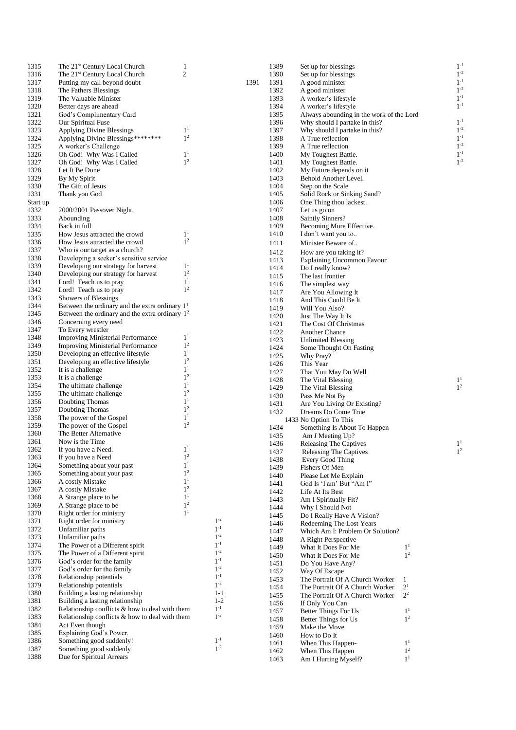| No. | Title | Part |
|---|---|---|
| 1315 | The 21st Century Local Church | 1 |
| 1316 | The 21st Century Local Church | 2 |
| 1317 | Putting my call beyond doubt | |
| 1318 | The Fathers Blessings | |
| 1319 | The Valuable Minister | |
| 1320 | Better days are ahead | |
| 1321 | God's Complimentary Card | |
| 1322 | Our Spiritual Fuse | |
| 1323 | Applying Divine Blessings | 1[1] |
| 1324 | Applying Divine Blessings******** | 1[2] |
| 1325 | A worker's Challenge | |
| 1326 | Oh God! Why Was I Called | 1[1] |
| 1327 | Oh God! Why Was I Called | 1[2] |
| 1328 | Let It Be Done | |
| 1329 | By My Spirit | |
| 1330 | The Gift of Jesus | |
| 1331 | Thank you God | |
| Start up | | |
| 1332 | 2000/2001 Passover Night. | |
| 1333 | Abounding | |
| 1334 | Back in full | |
| 1335 | How Jesus attracted the crowd | 1[1] |
| 1336 | How Jesus attracted the crowd | 1[2] |
| 1337 | Who is our target as a church? | |
| 1338 | Developing a seeker's sensitive service | |
| 1339 | Developing our strategy for harvest | 1[1] |
| 1340 | Developing our strategy for harvest | 1[2] |
| 1341 | Lord! Teach us to pray | 1[1] |
| 1342 | Lord! Teach us to pray | 1[2] |
| 1343 | Showers of Blessings | |
| 1344 | Between the ordinary and the extra ordinary | 1[1] |
| 1345 | Between the ordinary and the extra ordinary | 1[2] |
| 1346 | Concerning every need | |
| 1347 | To Every wrestler | |
| 1348 | Improving Ministerial Performance | 1[1] |
| 1349 | Improving Ministerial Performance | 1[2] |
| 1350 | Developing an effective lifestyle | 1[1] |
| 1351 | Developing an effective lifestyle | 1[2] |
| 1352 | It is a challenge | 1[1] |
| 1353 | It is a challenge | 1[2] |
| 1354 | The ultimate challenge | 1[1] |
| 1355 | The ultimate challenge | 1[2] |
| 1356 | Doubting Thomas | 1[1] |
| 1357 | Doubting Thomas | 1[2] |
| 1358 | The power of the Gospel | 1[1] |
| 1359 | The power of the Gospel | 1[2] |
| 1360 | The Better Alternative | |
| 1361 | Now is the Time | |
| 1362 | If you have a Need. | 1[1] |
| 1363 | If you have a Need | 1[2] |
| 1364 | Something about your past | 1[1] |
| 1365 | Something about your past | 1[2] |
| 1366 | A costly Mistake | 1[1] |
| 1367 | A costly Mistake | 1[2] |
| 1368 | A Strange place to be | 1[1] |
| 1369 | A Strange place to be | 1[2] |
| 1370 | Right order for ministry | 1[1] |
| 1371 | Right order for ministry | 1[-2] |
| 1372 | Unfamiliar paths | 1[-1] |
| 1373 | Unfamiliar paths | 1[-2] |
| 1374 | The Power of a Different spirit | 1[-1] |
| 1375 | The Power of a Different spirit | 1[-2] |
| 1376 | God's order for the family | 1[-1] |
| 1377 | God's order for the family | 1[-2] |
| 1378 | Relationship potentials | 1[-1] |
| 1379 | Relationship potentials | 1[-2] |
| 1380 | Building a lasting relationship | 1-1 |
| 1381 | Building a lasting relationship | 1-2 |
| 1382 | Relationship conflicts & how to deal with them | 1[-1] |
| 1383 | Relationship conflicts & how to deal with them | 1[-2] |
| 1384 | Act Even though | |
| 1385 | Explaining God's Power. | |
| 1386 | Something good suddenly! | 1[-1] |
| 1387 | Something good suddenly | 1[-2] |
| 1388 | Due for Spiritual Arrears | |
| 1389 | Set up for blessings | 1[-1] |
| 1390 | Set up for blessings | 1[-2] |
| 1391 | A good minister | 1[-1] |
| 1392 | A good minister | 1[-2] |
| 1393 | A worker's lifestyle | 1[-1] |
| 1394 | A worker's lifestyle | 1[-1] |
| 1395 | Always abounding in the work of the Lord | |
| 1396 | Why should I partake in this? | 1[-1] |
| 1397 | Why should I partake in this? | 1[-2] |
| 1398 | A True reflection | 1[-1] |
| 1399 | A True reflection | 1[-2] |
| 1400 | My Toughest Battle. | 1[-1] |
| 1401 | My Toughest Battle. | 1[-2] |
| 1402 | My Future depends on it | |
| 1403 | Behold Another Level. | |
| 1404 | Step on the Scale | |
| 1405 | Solid Rock or Sinking Sand? | |
| 1406 | One Thing thou lackest. | |
| 1407 | Let us go on | |
| 1408 | Saintly Sinners? | |
| 1409 | Becoming More Effective. | |
| 1410 | I don't want you to.. | |
| 1411 | Minister Beware of.. | |
| 1412 | How are you taking it? | |
| 1413 | Explaining Uncommon Favour | |
| 1414 | Do I really know? | |
| 1415 | The last frontier | |
| 1416 | The simplest way | |
| 1417 | Are You Allowing It | |
| 1418 | And This Could Be It | |
| 1419 | Will You Also? | |
| 1420 | Just The Way It Is | |
| 1421 | The Cost Of Christmas | |
| 1422 | Another Chance | |
| 1423 | Unlimited Blessing | |
| 1424 | Some Thought On Fasting | |
| 1425 | Why Pray? | |
| 1426 | This Year | |
| 1427 | That You May Do Well | |
| 1428 | The Vital Blessing | 1[1] |
| 1429 | The Vital Blessing | 1[2] |
| 1430 | Pass Me Not By | |
| 1431 | Are You Living Or Existing? | |
| 1432 | Dreams Do Come True | |
| 1433 | No Option To This | |
| 1434 | Something Is About To Happen | |
| 1435 | Am *I* Meeting Up? | |
| 1436 | Releasing The Captives | 1[1] |
| 1437 | Releasing The Captives | 1[2] |
| 1438 | Every Good Thing | |
| 1439 | Fishers Of Men | |
| 1440 | Please Let Me Explain | |
| 1441 | God Is 'I am' But "Am I" | |
| 1442 | Life At Its Best | |
| 1443 | Am I Spiritually Fit? | |
| 1444 | Why I Should Not | |
| 1445 | Do I Really Have A Vision? | |
| 1446 | Redeeming The Lost Years | |
| 1447 | Which Am I: Problem Or Solution? | |
| 1448 | A Right Perspective | |
| 1449 | What It Does For Me | 1[1] |
| 1450 | What It Does For Me | 1[2] |
| 1451 | Do You Have Any? | |
| 1452 | Way Of Escape | |
| 1453 | The Portrait Of A Church Worker | 1 |
| 1454 | The Portrait Of A Church Worker | 2[1] |
| 1455 | The Portrait Of A Church Worker | 2[2] |
| 1456 | If Only You Can | |
| 1457 | Better Things For Us | 1[1] |
| 1458 | Better Things for Us | 1[2] |
| 1459 | Make the Move | |
| 1460 | How to Do It | |
| 1461 | When This Happen- | 1[1] |
| 1462 | When This Happen | 1[2] |
| 1463 | Am I Hurting Myself? | 1[1] |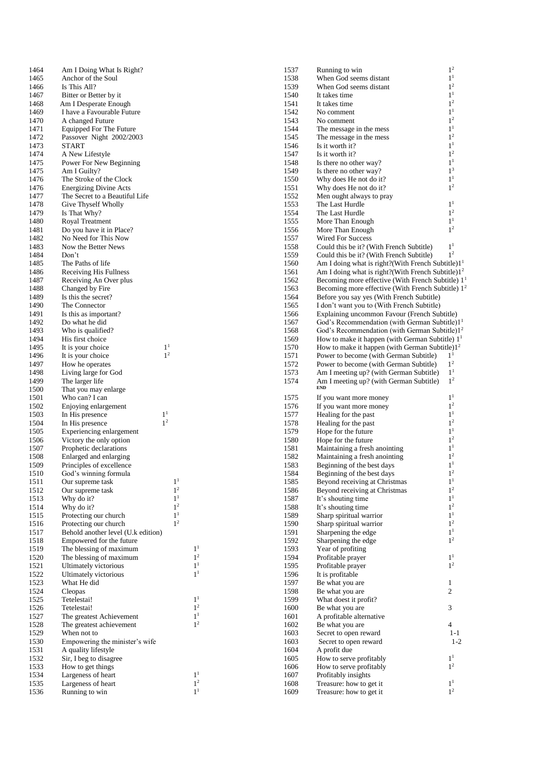| No. | Title | Part |
|---|---|---|
| 1464 | Am I Doing What Is Right? | |
| 1465 | Anchor of the Soul | |
| 1466 | Is This All? | |
| 1467 | Bitter or Better by it | |
| 1468 | Am I Desperate Enough | |
| 1469 | I have a Favourable Future | |
| 1470 | A changed Future | |
| 1471 | Equipped For The Future | |
| 1472 | Passover Night 2002/2003 | |
| 1473 | START | |
| 1474 | A New Lifestyle | |
| 1475 | Power For New Beginning | |
| 1475 | Am I Guilty? | |
| 1476 | The Stroke of the Clock | |
| 1476 | Energizing Divine Acts | |
| 1477 | The Secret to a Beautiful Life | |
| 1478 | Give Thyself Wholly | |
| 1479 | Is That Why? | |
| 1480 | Royal Treatment | |
| 1481 | Do you have it in Place? | |
| 1482 | No Need for This Now | |
| 1483 | Now the Better News | |
| 1484 | Don't | |
| 1485 | The Paths of life | |
| 1486 | Receiving His Fullness | |
| 1487 | Receiving An Over plus | |
| 1488 | Changed by Fire | |
| 1489 | Is this the secret? | |
| 1490 | The Connector | |
| 1491 | Is this as important? | |
| 1492 | Do what he did | |
| 1493 | Who is qualified? | |
| 1494 | His first choice | |
| 1495 | It is your choice | $1^1$ |
| 1496 | It is your choice | $1^2$ |
| 1497 | How he operates | |
| 1498 | Living large for God | |
| 1499 | The larger life | |
| 1500 | That you may enlarge | |
| 1501 | Who can? I can | |
| 1502 | Enjoying enlargement | |
| 1503 | In His presence | $1^1$ |
| 1504 | In His presence | $1^2$ |
| 1505 | Experiencing enlargement | |
| 1506 | Victory the only option | |
| 1507 | Prophetic declarations | |
| 1508 | Enlarged and enlarging | |
| 1509 | Principles of excellence | |
| 1510 | God's winning formula | |
| 1511 | Our supreme task | $1^1$ |
| 1512 | Our supreme task | $1^2$ |
| 1513 | Why do it? | $1^1$ |
| 1514 | Why do it? | $1^2$ |
| 1515 | Protecting our church | $1^1$ |
| 1516 | Protecting our church | $1^2$ |
| 1517 | Behold another level (U.k edition) | |
| 1518 | Empowered for the future | |
| 1519 | The blessing of maximum | $1^1$ |
| 1520 | The blessing of maximum | $1^2$ |
| 1521 | Ultimately victorious | $1^1$ |
| 1522 | Ultimately victorious | $1^1$ |
| 1523 | What He did | |
| 1524 | Cleopas | |
| 1525 | Tetelestai! | $1^1$ |
| 1526 | Tetelestai! | $1^2$ |
| 1527 | The greatest Achievement | $1^1$ |
| 1528 | The greatest achievement | $1^2$ |
| 1529 | When not to | |
| 1530 | Empowering the minister's wife | |
| 1531 | A quality lifestyle | |
| 1532 | Sir, I beg to disagree | |
| 1533 | How to get things | |
| 1534 | Largeness of heart | $1^1$ |
| 1535 | Largeness of heart | $1^2$ |
| 1536 | Running to win | $1^1$ |
| 1537 | Running to win | $1^2$ |
| 1538 | When God seems distant | $1^1$ |
| 1539 | When God seems distant | $1^2$ |
| 1540 | It takes time | $1^1$ |
| 1541 | It takes time | $1^2$ |
| 1542 | No comment | $1^1$ |
| 1543 | No comment | $1^2$ |
| 1544 | The message in the mess | $1^1$ |
| 1545 | The message in the mess | $1^2$ |
| 1546 | Is it worth it? | $1^1$ |
| 1547 | Is it worth it? | $1^2$ |
| 1548 | Is there no other way? | $1^1$ |
| 1549 | Is there no other way? | $1^3$ |
| 1550 | Why does He not do it? | $1^1$ |
| 1551 | Why does He not do it? | $1^2$ |
| 1552 | Men ought always to pray | |
| 1553 | The Last Hurdle | $1^1$ |
| 1554 | The Last Hurdle | $1^2$ |
| 1555 | More Than Enough | $1^1$ |
| 1556 | More Than Enough | $1^2$ |
| 1557 | Wired For Success | |
| 1558 | Could this be it? (With French Subtitle) | $1^1$ |
| 1559 | Could this be it? (With French Subtitle) | $1^2$ |
| 1560 | Am I doing what is right?(With French Subtitle) | $1^1$ |
| 1561 | Am I doing what is right?(With French Subtitle) | $1^2$ |
| 1562 | Becoming more effective (With French Subtitle) | $1^1$ |
| 1563 | Becoming more effective (With French Subtitle) | $1^2$ |
| 1564 | Before you say yes (With French Subtitle) | |
| 1565 | I don't want you to (With French Subtitle) | |
| 1566 | Explaining uncommon Favour (French Subtitle) | |
| 1567 | God's Recommendation (with German Subtitle) | $1^1$ |
| 1568 | God's Recommendation (with German Subtitle) | $1^2$ |
| 1569 | How to make it happen (with German Subtitle) | $1^1$ |
| 1570 | How to make it happen (with German Subtitle) | $1^2$ |
| 1571 | Power to become (with German Subtitle) | $1^1$ |
| 1572 | Power to become (with German Subtitle) | $1^2$ |
| 1573 | Am I meeting up? (with German Subtitle) | $1^1$ |
| 1574 | Am I meeting up? (with German Subtitle) | $1^2$ |
| | **END** | |
| 1575 | If you want more money | $1^1$ |
| 1576 | If you want more money | $1^2$ |
| 1577 | Healing for the past | $1^1$ |
| 1578 | Healing for the past | $1^2$ |
| 1579 | Hope for the future | $1^1$ |
| 1580 | Hope for the future | $1^2$ |
| 1581 | Maintaining a fresh anointing | $1^1$ |
| 1582 | Maintaining a fresh anointing | $1^2$ |
| 1583 | Beginning of the best days | $1^1$ |
| 1584 | Beginning of the best days | $1^2$ |
| 1585 | Beyond receiving at Christmas | $1^1$ |
| 1586 | Beyond receiving at Christmas | $1^2$ |
| 1587 | It's shouting time | $1^1$ |
| 1588 | It's shouting time | $1^2$ |
| 1589 | Sharp spiritual warrior | $1^1$ |
| 1590 | Sharp spiritual warrior | $1^2$ |
| 1591 | Sharpening the edge | $1^1$ |
| 1592 | Sharpening the edge | $1^2$ |
| 1593 | Year of profiting | |
| 1594 | Profitable prayer | $1^1$ |
| 1595 | Profitable prayer | $1^2$ |
| 1596 | It is profitable | |
| 1597 | Be what you are | 1 |
| 1598 | Be what you are | 2 |
| 1599 | What doest it profit? | |
| 1600 | Be what you are | 3 |
| 1601 | A profitable alternative | |
| 1602 | Be what you are | 4 |
| 1603 | Secret to open reward | 1-1 |
| 1603 | Secret to open reward | 1-2 |
| 1604 | A profit due | |
| 1605 | How to serve profitably | $1^1$ |
| 1606 | How to serve profitably | $1^2$ |
| 1607 | Profitably insights | |
| 1608 | Treasure: how to get it | $1^1$ |
| 1609 | Treasure: how to get it | $1^2$ |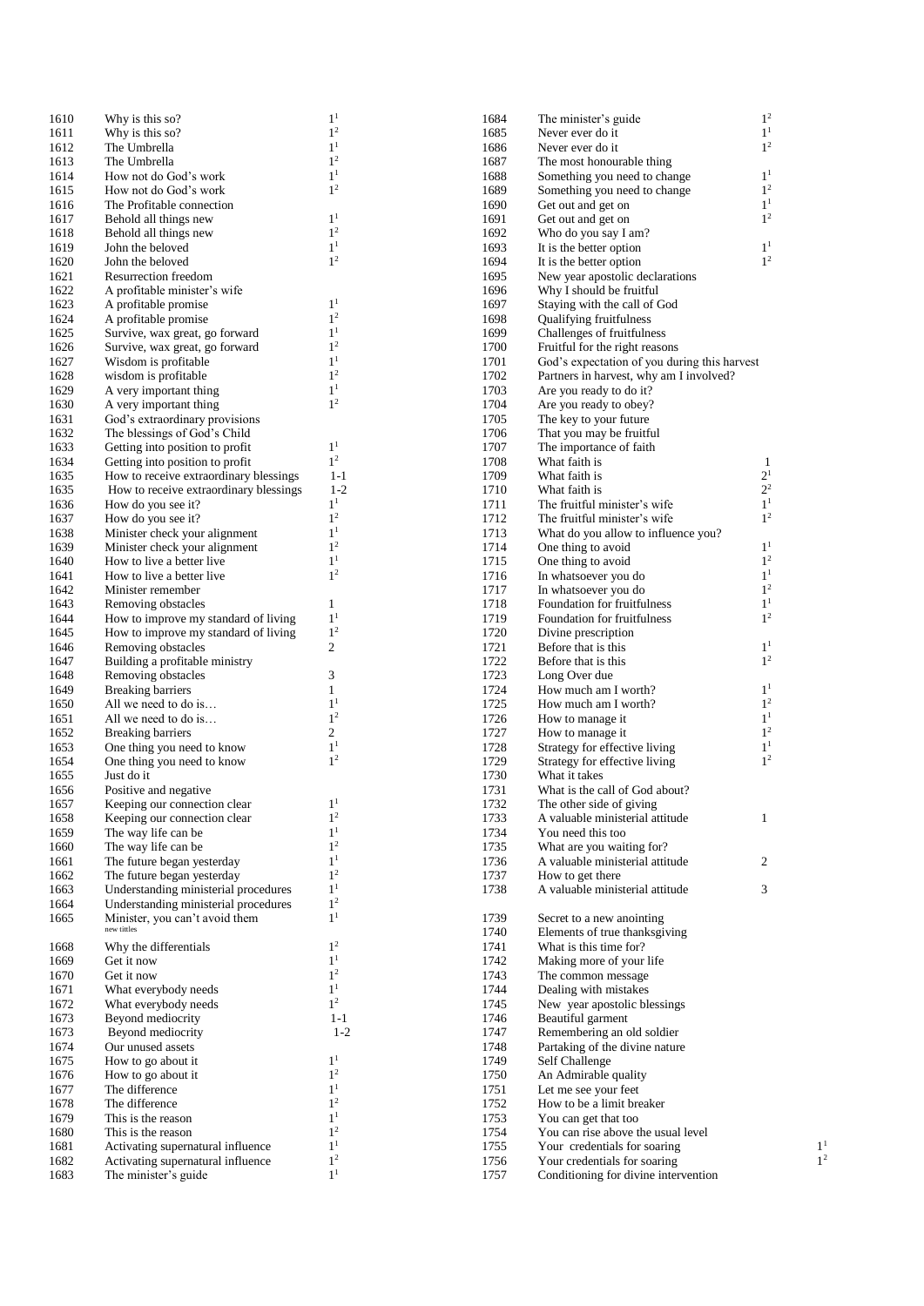| No. | Title | Part |
|---|---|---|
| 1610 | Why is this so? | $1^1$ |
| 1611 | Why is this so? | $1^2$ |
| 1612 | The Umbrella | $1^1$ |
| 1613 | The Umbrella | $1^2$ |
| 1614 | How not do God's work | $1^1$ |
| 1615 | How not do God's work | $1^2$ |
| 1616 | The Profitable connection | |
| 1617 | Behold all things new | $1^1$ |
| 1618 | Behold all things new | $1^2$ |
| 1619 | John the beloved | $1^1$ |
| 1620 | John the beloved | $1^2$ |
| 1621 | Resurrection freedom | |
| 1622 | A profitable minister's wife | |
| 1623 | A profitable promise | $1^1$ |
| 1624 | A profitable promise | $1^2$ |
| 1625 | Survive, wax great, go forward | $1^1$ |
| 1626 | Survive, wax great, go forward | $1^2$ |
| 1627 | Wisdom is profitable | $1^1$ |
| 1628 | wisdom is profitable | $1^2$ |
| 1629 | A very important thing | $1^1$ |
| 1630 | A very important thing | $1^2$ |
| 1631 | God's extraordinary provisions | |
| 1632 | The blessings of God's Child | |
| 1633 | Getting into position to profit | $1^1$ |
| 1634 | Getting into position to profit | $1^2$ |
| 1635 | How to receive extraordinary blessings | 1-1 |
| 1635 | How to receive extraordinary blessings | 1-2 |
| 1636 | How do you see it? | $1^1$ |
| 1637 | How do you see it? | $1^2$ |
| 1638 | Minister check your alignment | $1^1$ |
| 1639 | Minister check your alignment | $1^2$ |
| 1640 | How to live a better live | $1^1$ |
| 1641 | How to live a better live | $1^2$ |
| 1642 | Minister remember | |
| 1643 | Removing obstacles | 1 |
| 1644 | How to improve my standard of living | $1^1$ |
| 1645 | How to improve my standard of living | $1^2$ |
| 1646 | Removing obstacles | 2 |
| 1647 | Building a profitable ministry | |
| 1648 | Removing obstacles | 3 |
| 1649 | Breaking barriers | 1 |
| 1650 | All we need to do is… | $1^1$ |
| 1651 | All we need to do is… | $1^2$ |
| 1652 | Breaking barriers | 2 |
| 1653 | One thing you need to know | $1^1$ |
| 1654 | One thing you need to know | $1^2$ |
| 1655 | Just do it | |
| 1656 | Positive and negative | |
| 1657 | Keeping our connection clear | $1^1$ |
| 1658 | Keeping our connection clear | $1^2$ |
| 1659 | The way life can be | $1^1$ |
| 1660 | The way life can be | $1^2$ |
| 1661 | The future began yesterday | $1^1$ |
| 1662 | The future began yesterday | $1^2$ |
| 1663 | Understanding ministerial procedures | $1^1$ |
| 1664 | Understanding ministerial procedures | $1^2$ |
| 1665 | Minister, you can't avoid them<br>new tittles | $1^1$ |
| 1668 | Why the differentials | $1^2$ |
| 1669 | Get it now | $1^1$ |
| 1670 | Get it now | $1^2$ |
| 1671 | What everybody needs | $1^1$ |
| 1672 | What everybody needs | $1^2$ |
| 1673 | Beyond mediocrity | 1-1 |
| 1673 | Beyond mediocrity | 1-2 |
| 1674 | Our unused assets | |
| 1675 | How to go about it | $1^1$ |
| 1676 | How to go about it | $1^2$ |
| 1677 | The difference | $1^1$ |
| 1678 | The difference | $1^2$ |
| 1679 | This is the reason | $1^1$ |
| 1680 | This is the reason | $1^2$ |
| 1681 | Activating supernatural influence | $1^1$ |
| 1682 | Activating supernatural influence | $1^2$ |
| 1683 | The minister's guide | $1^1$ |
| 1684 | The minister's guide | $1^2$ |
| 1685 | Never ever do it | $1^1$ |
| 1686 | Never ever do it | $1^2$ |
| 1687 | The most honourable thing | |
| 1688 | Something you need to change | $1^1$ |
| 1689 | Something you need to change | $1^2$ |
| 1690 | Get out and get on | $1^1$ |
| 1691 | Get out and get on | $1^2$ |
| 1692 | Who do you say I am? | |
| 1693 | It is the better option | $1^1$ |
| 1694 | It is the better option | $1^2$ |
| 1695 | New year apostolic declarations | |
| 1696 | Why I should be fruitful | |
| 1697 | Staying with the call of God | |
| 1698 | Qualifying fruitfulness | |
| 1699 | Challenges of fruitfulness | |
| 1700 | Fruitful for the right reasons | |
| 1701 | God's expectation of you during this harvest | |
| 1702 | Partners in harvest, why am I involved? | |
| 1703 | Are you ready to do it? | |
| 1704 | Are you ready to obey? | |
| 1705 | The key to your future | |
| 1706 | That you may be fruitful | |
| 1707 | The importance of faith | |
| 1708 | What faith is | 1 |
| 1709 | What faith is | $2^1$ |
| 1710 | What faith is | $2^2$ |
| 1711 | The fruitful minister's wife | $1^1$ |
| 1712 | The fruitful minister's wife | $1^2$ |
| 1713 | What do you allow to influence you? | |
| 1714 | One thing to avoid | $1^1$ |
| 1715 | One thing to avoid | $1^2$ |
| 1716 | In whatsoever you do | $1^1$ |
| 1717 | In whatsoever you do | $1^2$ |
| 1718 | Foundation for fruitfulness | $1^1$ |
| 1719 | Foundation for fruitfulness | $1^2$ |
| 1720 | Divine prescription | |
| 1721 | Before that is this | $1^1$ |
| 1722 | Before that is this | $1^2$ |
| 1723 | Long Over due | |
| 1724 | How much am I worth? | $1^1$ |
| 1725 | How much am I worth? | $1^2$ |
| 1726 | How to manage it | $1^1$ |
| 1727 | How to manage it | $1^2$ |
| 1728 | Strategy for effective living | $1^1$ |
| 1729 | Strategy for effective living | $1^2$ |
| 1730 | What it takes | |
| 1731 | What is the call of God about? | |
| 1732 | The other side of giving | |
| 1733 | A valuable ministerial attitude | 1 |
| 1734 | You need this too | |
| 1735 | What are you waiting for? | |
| 1736 | A valuable ministerial attitude | 2 |
| 1737 | How to get there | |
| 1738 | A valuable ministerial attitude | 3 |
| 1739 | Secret to a new anointing | |
| 1740 | Elements of true thanksgiving | |
| 1741 | What is this time for? | |
| 1742 | Making more of your life | |
| 1743 | The common message | |
| 1744 | Dealing with mistakes | |
| 1745 | New year apostolic blessings | |
| 1746 | Beautiful garment | |
| 1747 | Remembering an old soldier | |
| 1748 | Partaking of the divine nature | |
| 1749 | Self Challenge | |
| 1750 | An Admirable quality | |
| 1751 | Let me see your feet | |
| 1752 | How to be a limit breaker | |
| 1753 | You can get that too | |
| 1754 | You can rise above the usual level | |
| 1755 | Your credentials for soaring | $1^1$ |
| 1756 | Your credentials for soaring | $1^2$ |
| 1757 | Conditioning for divine intervention | |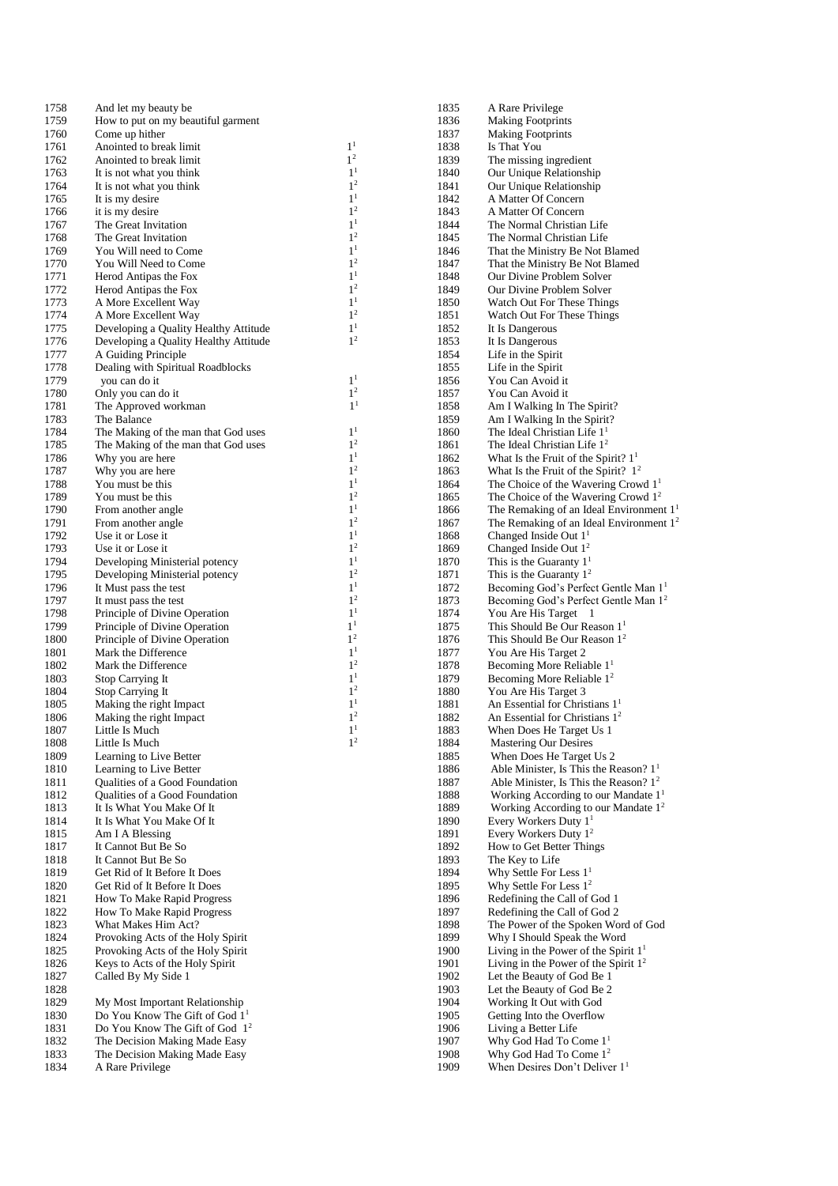| No. | Title | Part |
|---|---|---|
| 1758 | And let my beauty be | |
| 1759 | How to put on my beautiful garment | |
| 1760 | Come up hither | |
| 1761 | Anointed to break limit | $1^{1}$ |
| 1762 | Anointed to break limit | $1^{2}$ |
| 1763 | It is not what you think | $1^{1}$ |
| 1764 | It is not what you think | $1^{2}$ |
| 1765 | It is my desire | $1^{1}$ |
| 1766 | it is my desire | $1^{2}$ |
| 1767 | The Great Invitation | $1^{1}$ |
| 1768 | The Great Invitation | $1^{2}$ |
| 1769 | You Will need to Come | $1^{1}$ |
| 1770 | You Will Need to Come | $1^{2}$ |
| 1771 | Herod Antipas the Fox | $1^{1}$ |
| 1772 | Herod Antipas the Fox | $1^{2}$ |
| 1773 | A More Excellent Way | $1^{1}$ |
| 1774 | A More Excellent Way | $1^{2}$ |
| 1775 | Developing a Quality Healthy Attitude | $1^{1}$ |
| 1776 | Developing a Quality Healthy Attitude | $1^{2}$ |
| 1777 | A Guiding Principle | |
| 1778 | Dealing with Spiritual Roadblocks | |
| 1779 | you can do it | $1^{1}$ |
| 1780 | Only you can do it | $1^{2}$ |
| 1781 | The Approved workman | $1^{1}$ |
| 1783 | The Balance | |
| 1784 | The Making of the man that God uses | $1^{1}$ |
| 1785 | The Making of the man that God uses | $1^{2}$ |
| 1786 | Why you are here | $1^{1}$ |
| 1787 | Why you are here | $1^{2}$ |
| 1788 | You must be this | $1^{1}$ |
| 1789 | You must be this | $1^{2}$ |
| 1790 | From another angle | $1^{1}$ |
| 1791 | From another angle | $1^{2}$ |
| 1792 | Use it or Lose it | $1^{1}$ |
| 1793 | Use it or Lose it | $1^{2}$ |
| 1794 | Developing Ministerial potency | $1^{1}$ |
| 1795 | Developing Ministerial potency | $1^{2}$ |
| 1796 | It Must pass the test | $1^{1}$ |
| 1797 | It must pass the test | $1^{2}$ |
| 1798 | Principle of Divine Operation | $1^{1}$ |
| 1799 | Principle of Divine Operation | $1^{1}$ |
| 1800 | Principle of Divine Operation | $1^{2}$ |
| 1801 | Mark the Difference | $1^{1}$ |
| 1802 | Mark the Difference | $1^{2}$ |
| 1803 | Stop Carrying It | $1^{1}$ |
| 1804 | Stop Carrying It | $1^{2}$ |
| 1805 | Making the right Impact | $1^{1}$ |
| 1806 | Making the right Impact | $1^{2}$ |
| 1807 | Little Is Much | $1^{1}$ |
| 1808 | Little Is Much | $1^{2}$ |
| 1809 | Learning to Live Better | |
| 1810 | Learning to Live Better | |
| 1811 | Qualities of a Good Foundation | |
| 1812 | Qualities of a Good Foundation | |
| 1813 | It Is What You Make Of It | |
| 1814 | It Is What You Make Of It | |
| 1815 | Am I A Blessing | |
| 1817 | It Cannot But Be So | |
| 1818 | It Cannot But Be So | |
| 1819 | Get Rid of It Before It Does | |
| 1820 | Get Rid of It Before It Does | |
| 1821 | How To Make Rapid Progress | |
| 1822 | How To Make Rapid Progress | |
| 1823 | What Makes Him Act? | |
| 1824 | Provoking Acts of the Holy Spirit | |
| 1825 | Provoking Acts of the Holy Spirit | |
| 1826 | Keys to Acts of the Holy Spirit | |
| 1827 | Called By My Side 1 | |
| 1828 | | |
| 1829 | My Most Important Relationship | |
| 1830 | Do You Know The Gift of God $1^{1}$ | |
| 1831 | Do You Know The Gift of God $1^{2}$ | |
| 1832 | The Decision Making Made Easy | |
| 1833 | The Decision Making Made Easy | |
| 1834 | A Rare Privilege | |
| 1835 | A Rare Privilege | |
| 1836 | Making Footprints | |
| 1837 | Making Footprints | |
| 1838 | Is That You | |
| 1839 | The missing ingredient | |
| 1840 | Our Unique Relationship | |
| 1841 | Our Unique Relationship | |
| 1842 | A Matter Of Concern | |
| 1843 | A Matter Of Concern | |
| 1844 | The Normal Christian Life | |
| 1845 | The Normal Christian Life | |
| 1846 | That the Ministry Be Not Blamed | |
| 1847 | That the Ministry Be Not Blamed | |
| 1848 | Our Divine Problem Solver | |
| 1849 | Our Divine Problem Solver | |
| 1850 | Watch Out For These Things | |
| 1851 | Watch Out For These Things | |
| 1852 | It Is Dangerous | |
| 1853 | It Is Dangerous | |
| 1854 | Life in the Spirit | |
| 1855 | Life in the Spirit | |
| 1856 | You Can Avoid it | |
| 1857 | You Can Avoid it | |
| 1858 | Am I Walking In The Spirit? | |
| 1859 | Am I Walking In the Spirit? | |
| 1860 | The Ideal Christian Life $1^{1}$ | |
| 1861 | The Ideal Christian Life $1^{2}$ | |
| 1862 | What Is the Fruit of the Spirit? $1^{1}$ | |
| 1863 | What Is the Fruit of the Spirit? $1^{2}$ | |
| 1864 | The Choice of the Wavering Crowd $1^{1}$ | |
| 1865 | The Choice of the Wavering Crowd $1^{2}$ | |
| 1866 | The Remaking of an Ideal Environment $1^{1}$ | |
| 1867 | The Remaking of an Ideal Environment $1^{2}$ | |
| 1868 | Changed Inside Out $1^{1}$ | |
| 1869 | Changed Inside Out $1^{2}$ | |
| 1870 | This is the Guaranty $1^{1}$ | |
| 1871 | This is the Guaranty $1^{2}$ | |
| 1872 | Becoming God's Perfect Gentle Man $1^{1}$ | |
| 1873 | Becoming God's Perfect Gentle Man $1^{2}$ | |
| 1874 | You Are His Target 1 | |
| 1875 | This Should Be Our Reason $1^{1}$ | |
| 1876 | This Should Be Our Reason $1^{2}$ | |
| 1877 | You Are His Target 2 | |
| 1878 | Becoming More Reliable $1^{1}$ | |
| 1879 | Becoming More Reliable $1^{2}$ | |
| 1880 | You Are His Target 3 | |
| 1881 | An Essential for Christians $1^{1}$ | |
| 1882 | An Essential for Christians $1^{2}$ | |
| 1883 | When Does He Target Us 1 | |
| 1884 | Mastering Our Desires | |
| 1885 | When Does He Target Us 2 | |
| 1886 | Able Minister, Is This the Reason? $1^{1}$ | |
| 1887 | Able Minister, Is This the Reason? $1^{2}$ | |
| 1888 | Working According to our Mandate $1^{1}$ | |
| 1889 | Working According to our Mandate $1^{2}$ | |
| 1890 | Every Workers Duty $1^{1}$ | |
| 1891 | Every Workers Duty $1^{2}$ | |
| 1892 | How to Get Better Things | |
| 1893 | The Key to Life | |
| 1894 | Why Settle For Less $1^{1}$ | |
| 1895 | Why Settle For Less $1^{2}$ | |
| 1896 | Redefining the Call of God 1 | |
| 1897 | Redefining the Call of God 2 | |
| 1898 | The Power of the Spoken Word of God | |
| 1899 | Why I Should Speak the Word | |
| 1900 | Living in the Power of the Spirit $1^{1}$ | |
| 1901 | Living in the Power of the Spirit $1^{2}$ | |
| 1902 | Let the Beauty of God Be 1 | |
| 1903 | Let the Beauty of God Be 2 | |
| 1904 | Working It Out with God | |
| 1905 | Getting Into the Overflow | |
| 1906 | Living a Better Life | |
| 1907 | Why God Had To Come $1^{1}$ | |
| 1908 | Why God Had To Come $1^{2}$ | |
| 1909 | When Desires Don't Deliver $1^{1}$ | |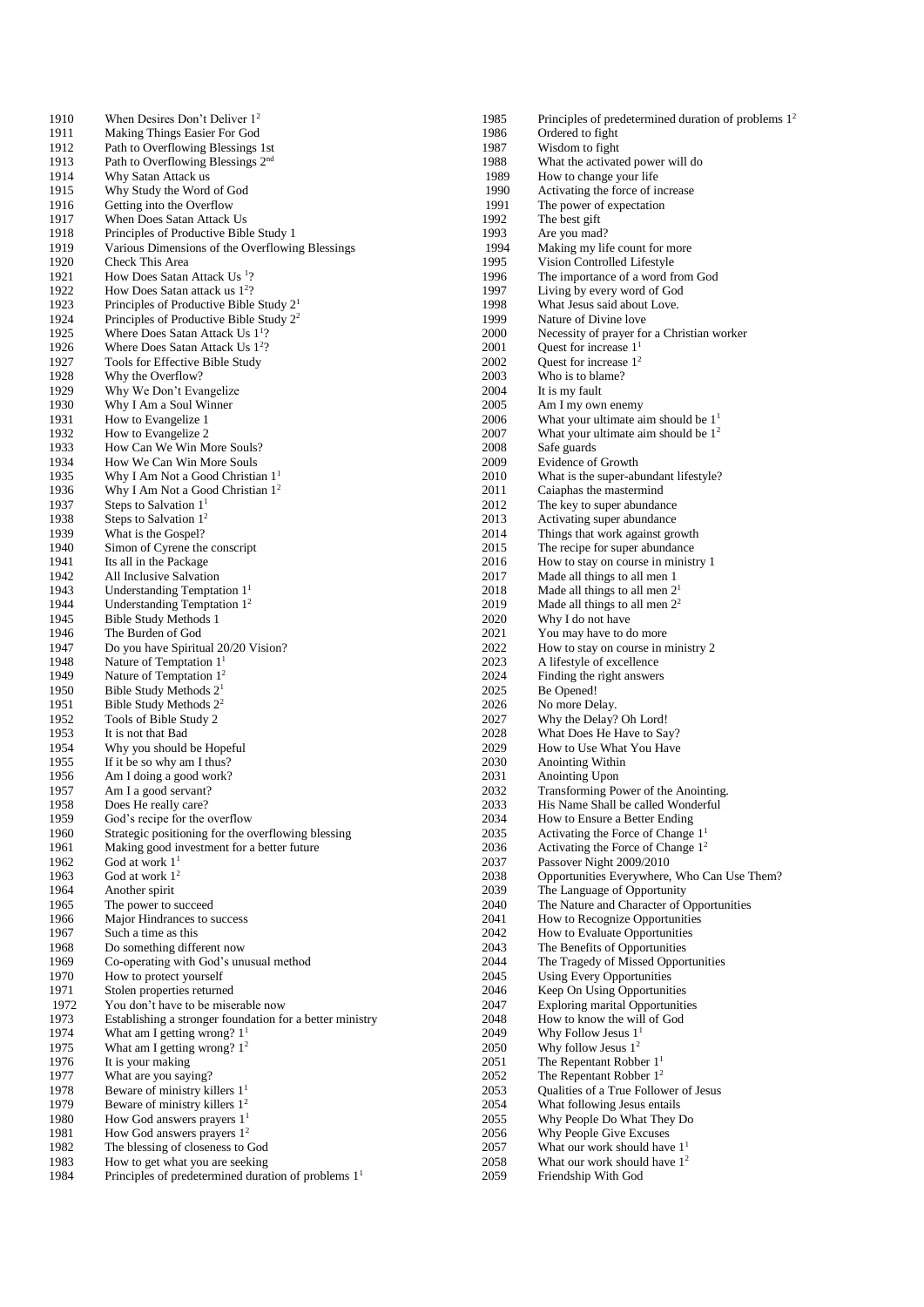| No. | Title |
| --- | --- |
| 1910 | When Desires Don't Deliver 1[2] |
| 1911 | Making Things Easier For God |
| 1912 | Path to Overflowing Blessings 1st |
| 1913 | Path to Overflowing Blessings 2nd |
| 1914 | Why Satan Attack us |
| 1915 | Why Study the Word of God |
| 1916 | Getting into the Overflow |
| 1917 | When Does Satan Attack Us |
| 1918 | Principles of Productive Bible Study 1 |
| 1919 | Various Dimensions of the Overflowing Blessings |
| 1920 | Check This Area |
| 1921 | How Does Satan Attack Us [1]? |
| 1922 | How Does Satan attack us 1[2]? |
| 1923 | Principles of Productive Bible Study 2[1] |
| 1924 | Principles of Productive Bible Study 2[2] |
| 1925 | Where Does Satan Attack Us 1[1]? |
| 1926 | Where Does Satan Attack Us 1[2]? |
| 1927 | Tools for Effective Bible Study |
| 1928 | Why the Overflow? |
| 1929 | Why We Don't Evangelize |
| 1930 | Why I Am a Soul Winner |
| 1931 | How to Evangelize 1 |
| 1932 | How to Evangelize 2 |
| 1933 | How Can We Win More Souls? |
| 1934 | How We Can Win More Souls |
| 1935 | Why I Am Not a Good Christian 1[1] |
| 1936 | Why I Am Not a Good Christian 1[2] |
| 1937 | Steps to Salvation 1[1] |
| 1938 | Steps to Salvation 1[2] |
| 1939 | What is the Gospel? |
| 1940 | Simon of Cyrene the conscript |
| 1941 | Its all in the Package |
| 1942 | All Inclusive Salvation |
| 1943 | Understanding Temptation 1[1] |
| 1944 | Understanding Temptation 1[2] |
| 1945 | Bible Study Methods 1 |
| 1946 | The Burden of God |
| 1947 | Do you have Spiritual 20/20 Vision? |
| 1948 | Nature of Temptation 1[1] |
| 1949 | Nature of Temptation 1[2] |
| 1950 | Bible Study Methods 2[1] |
| 1951 | Bible Study Methods 2[2] |
| 1952 | Tools of Bible Study 2 |
| 1953 | It is not that Bad |
| 1954 | Why you should be Hopeful |
| 1955 | If it be so why am I thus? |
| 1956 | Am I doing a good work? |
| 1957 | Am I a good servant? |
| 1958 | Does He really care? |
| 1959 | God's recipe for the overflow |
| 1960 | Strategic positioning for the overflowing blessing |
| 1961 | Making good investment for a better future |
| 1962 | God at work 1[1] |
| 1963 | God at work 1[2] |
| 1964 | Another spirit |
| 1965 | The power to succeed |
| 1966 | Major Hindrances to success |
| 1967 | Such a time as this |
| 1968 | Do something different now |
| 1969 | Co-operating with God's unusual method |
| 1970 | How to protect yourself |
| 1971 | Stolen properties returned |
| 1972 | You don't have to be miserable now |
| 1973 | Establishing a stronger foundation for a better ministry |
| 1974 | What am I getting wrong? 1[1] |
| 1975 | What am I getting wrong? 1[2] |
| 1976 | It is your making |
| 1977 | What are you saying? |
| 1978 | Beware of ministry killers 1[1] |
| 1979 | Beware of ministry killers 1[2] |
| 1980 | How God answers prayers 1[1] |
| 1981 | How God answers prayers 1[2] |
| 1982 | The blessing of closeness to God |
| 1983 | How to get what you are seeking |
| 1984 | Principles of predetermined duration of problems 1[1] |
| 1985 | Principles of predetermined duration of problems 1[2] |
| 1986 | Ordered to fight |
| 1987 | Wisdom to fight |
| 1988 | What the activated power will do |
| 1989 | How to change your life |
| 1990 | Activating the force of increase |
| 1991 | The power of expectation |
| 1992 | The best gift |
| 1993 | Are you mad? |
| 1994 | Making my life count for more |
| 1995 | Vision Controlled Lifestyle |
| 1996 | The importance of a word from God |
| 1997 | Living by every word of God |
| 1998 | What Jesus said about Love. |
| 1999 | Nature of Divine love |
| 2000 | Necessity of prayer for a Christian worker |
| 2001 | Quest for increase 1[1] |
| 2002 | Quest for increase 1[2] |
| 2003 | Who is to blame? |
| 2004 | It is my fault |
| 2005 | Am I my own enemy |
| 2006 | What your ultimate aim should be 1[1] |
| 2007 | What your ultimate aim should be 1[2] |
| 2008 | Safe guards |
| 2009 | Evidence of Growth |
| 2010 | What is the super-abundant lifestyle? |
| 2011 | Caiaphas the mastermind |
| 2012 | The key to super abundance |
| 2013 | Activating super abundance |
| 2014 | Things that work against growth |
| 2015 | The recipe for super abundance |
| 2016 | How to stay on course in ministry 1 |
| 2017 | Made all things to all men 1 |
| 2018 | Made all things to all men 2[1] |
| 2019 | Made all things to all men 2[2] |
| 2020 | Why I do not have |
| 2021 | You may have to do more |
| 2022 | How to stay on course in ministry 2 |
| 2023 | A lifestyle of excellence |
| 2024 | Finding the right answers |
| 2025 | Be Opened! |
| 2026 | No more Delay. |
| 2027 | Why the Delay? Oh Lord! |
| 2028 | What Does He Have to Say? |
| 2029 | How to Use What You Have |
| 2030 | Anointing Within |
| 2031 | Anointing Upon |
| 2032 | Transforming Power of the Anointing. |
| 2033 | His Name Shall be called Wonderful |
| 2034 | How to Ensure a Better Ending |
| 2035 | Activating the Force of Change 1[1] |
| 2036 | Activating the Force of Change 1[2] |
| 2037 | Passover Night 2009/2010 |
| 2038 | Opportunities Everywhere, Who Can Use Them? |
| 2039 | The Language of Opportunity |
| 2040 | The Nature and Character of Opportunities |
| 2041 | How to Recognize Opportunities |
| 2042 | How to Evaluate Opportunities |
| 2043 | The Benefits of Opportunities |
| 2044 | The Tragedy of Missed Opportunities |
| 2045 | Using Every Opportunities |
| 2046 | Keep On Using Opportunities |
| 2047 | Exploring marital Opportunities |
| 2048 | How to know the will of God |
| 2049 | Why Follow Jesus 1[1] |
| 2050 | Why follow Jesus 1[2] |
| 2051 | The Repentant Robber 1[1] |
| 2052 | The Repentant Robber 1[2] |
| 2053 | Qualities of a True Follower of Jesus |
| 2054 | What following Jesus entails |
| 2055 | Why People Do What They Do |
| 2056 | Why People Give Excuses |
| 2057 | What our work should have 1[1] |
| 2058 | What our work should have 1[2] |
| 2059 | Friendship With God |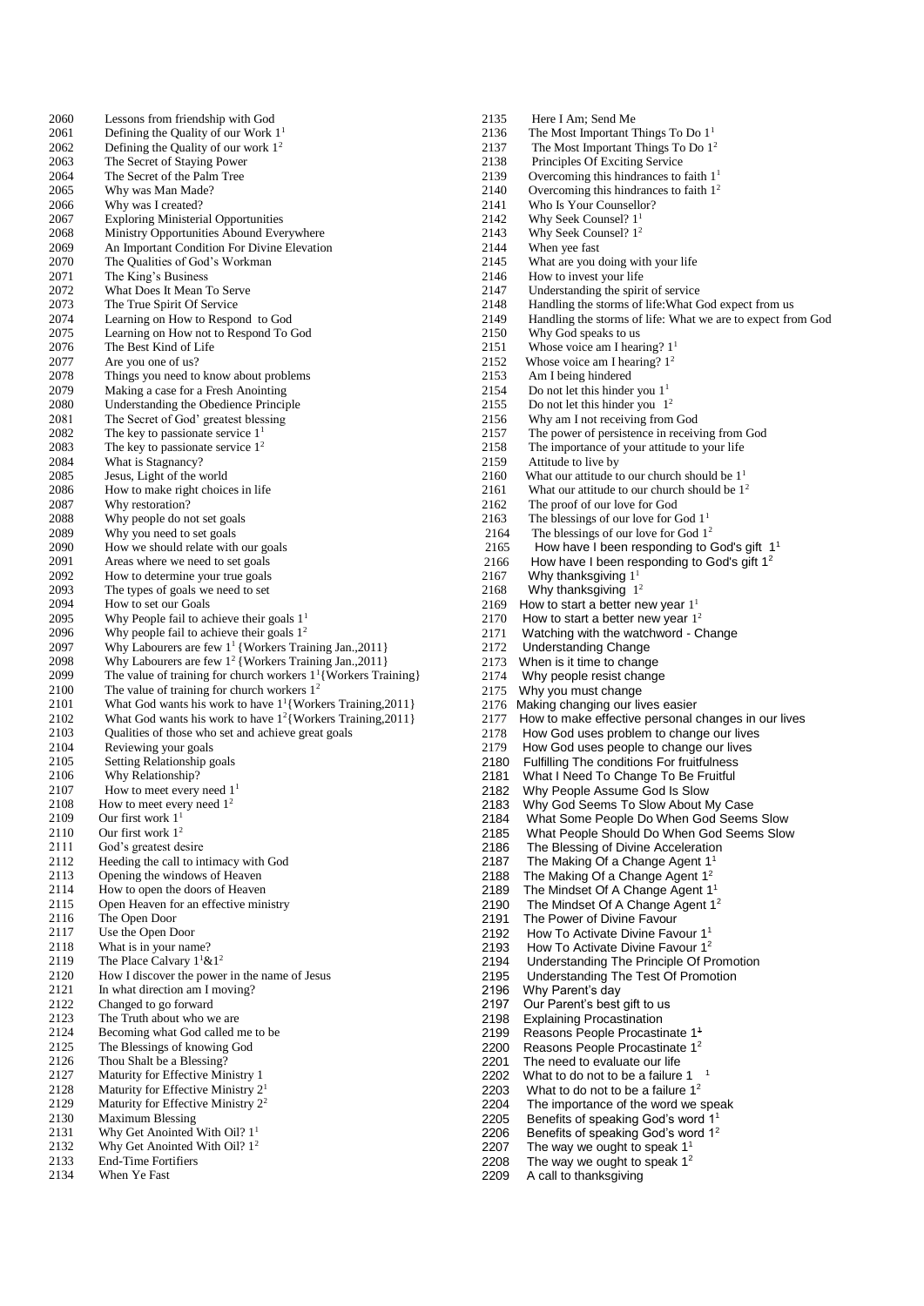2060 Lessons from friendship with God
2061 Defining the Quality of our Work 1[1]
2062 Defining the Quality of our work 1[2]
2063 The Secret of Staying Power
2064 The Secret of the Palm Tree
2065 Why was Man Made?
2066 Why was I created?
2067 Exploring Ministerial Opportunities
2068 Ministry Opportunities Abound Everywhere
2069 An Important Condition For Divine Elevation
2070 The Qualities of God's Workman
2071 The King's Business
2072 What Does It Mean To Serve
2073 The True Spirit Of Service
2074 Learning on How to Respond to God
2075 Learning on How not to Respond To God
2076 The Best Kind of Life
2077 Are you one of us?
2078 Things you need to know about problems
2079 Making a case for a Fresh Anointing
2080 Understanding the Obedience Principle
2081 The Secret of God' greatest blessing
2082 The key to passionate service 1[1]
2083 The key to passionate service 1[2]
2084 What is Stagnancy?
2085 Jesus, Light of the world
2086 How to make right choices in life
2087 Why restoration?
2088 Why people do not set goals
2089 Why you need to set goals
2090 How we should relate with our goals
2091 Areas where we need to set goals
2092 How to determine your true goals
2093 The types of goals we need to set
2094 How to set our Goals
2095 Why People fail to achieve their goals 1[1]
2096 Why people fail to achieve their goals 1[2]
2097 Why Labourers are few 1[1] {Workers Training Jan.,2011}
2098 Why Labourers are few 1[2] {Workers Training Jan.,2011}
2099 The value of training for church workers 1[1]{Workers Training}
2100 The value of training for church workers 1[2]
2101 What God wants his work to have 1[1]{Workers Training,2011}
2102 What God wants his work to have 1[2]{Workers Training,2011}
2103 Qualities of those who set and achieve great goals
2104 Reviewing your goals
2105 Setting Relationship goals
2106 Why Relationship?
2107 How to meet every need 1[1]
2108 How to meet every need 1[2]
2109 Our first work 1[1]
2110 Our first work 1[2]
2111 God's greatest desire
2112 Heeding the call to intimacy with God
2113 Opening the windows of Heaven
2114 How to open the doors of Heaven
2115 Open Heaven for an effective ministry
2116 The Open Door
2117 Use the Open Door
2118 What is in your name?
2119 The Place Calvary 1[1]&1[2]
2120 How I discover the power in the name of Jesus
2121 In what direction am I moving?
2122 Changed to go forward
2123 The Truth about who we are
2124 Becoming what God called me to be
2125 The Blessings of knowing God
2126 Thou Shalt be a Blessing?
2127 Maturity for Effective Ministry 1
2128 Maturity for Effective Ministry 2[1]
2129 Maturity for Effective Ministry 2[2]
2130 Maximum Blessing
2131 Why Get Anointed With Oil? 1[1]
2132 Why Get Anointed With Oil? 1[2]
2133 End-Time Fortifiers
2134 When Ye Fast
2135 Here I Am; Send Me
2136 The Most Important Things To Do 1[1]
2137 The Most Important Things To Do 1[2]
2138 Principles Of Exciting Service
2139 Overcoming this hindrances to faith 1[1]
2140 Overcoming this hindrances to faith 1[2]
2141 Who Is Your Counsellor?
2142 Why Seek Counsel? 1[1]
2143 Why Seek Counsel? 1[2]
2144 When yee fast
2145 What are you doing with your life
2146 How to invest your life
2147 Understanding the spirit of service
2148 Handling the storms of life:What God expect from us
2149 Handling the storms of life: What we are to expect from God
2150 Why God speaks to us
2151 Whose voice am I hearing? 1[1]
2152 Whose voice am I hearing? 1[2]
2153 Am I being hindered
2154 Do not let this hinder you 1[1]
2155 Do not let this hinder you 1[2]
2156 Why am I not receiving from God
2157 The power of persistence in receiving from God
2158 The importance of your attitude to your life
2159 Attitude to live by
2160 What our attitude to our church should be 1[1]
2161 What our attitude to our church should be 1[2]
2162 The proof of our love for God
2163 The blessings of our love for God 1[1]
2164 The blessings of our love for God 1[2]
2165 How have I been responding to God's gift 1[1]
2166 How have I been responding to God's gift 1[2]
2167 Why thanksgiving 1[1]
2168 Why thanksgiving 1[2]
2169 How to start a better new year 1[1]
2170 How to start a better new year 1[2]
2171 Watching with the watchword - Change
2172 Understanding Change
2173 When is it time to change
2174 Why people resist change
2175 Why you must change
2176 Making changing our lives easier
2177 How to make effective personal changes in our lives
2178 How God uses problem to change our lives
2179 How God uses people to change our lives
2180 Fulfilling The conditions For fruitfulness
2181 What I Need To Change To Be Fruitful
2182 Why People Assume God Is Slow
2183 Why God Seems To Slow About My Case
2184 What Some People Do When God Seems Slow
2185 What People Should Do When God Seems Slow
2186 The Blessing of Divine Acceleration
2187 The Making Of a Change Agent 1[1]
2188 The Making Of a Change Agent 1[2]
2189 The Mindset Of A Change Agent 1[1]
2190 The Mindset Of A Change Agent 1[2]
2191 The Power of Divine Favour
2192 How To Activate Divine Favour 1[1]
2193 How To Activate Divine Favour 1[2]
2194 Understanding The Principle Of Promotion
2195 Understanding The Test Of Promotion
2196 Why Parent's day
2197 Our Parent's best gift to us
2198 Explaining Procastination
2199 Reasons People Procastinate 1[1]
2200 Reasons People Procastinate 1[2]
2201 The need to evaluate our life
2202 What to do not to be a failure 1 [1]
2203 What to do not to be a failure 1[2]
2204 The importance of the word we speak
2205 Benefits of speaking God's word 1[1]
2206 Benefits of speaking God's word 1[2]
2207 The way we ought to speak 1[1]
2208 The way we ought to speak 1[2]
2209 A call to thanksgiving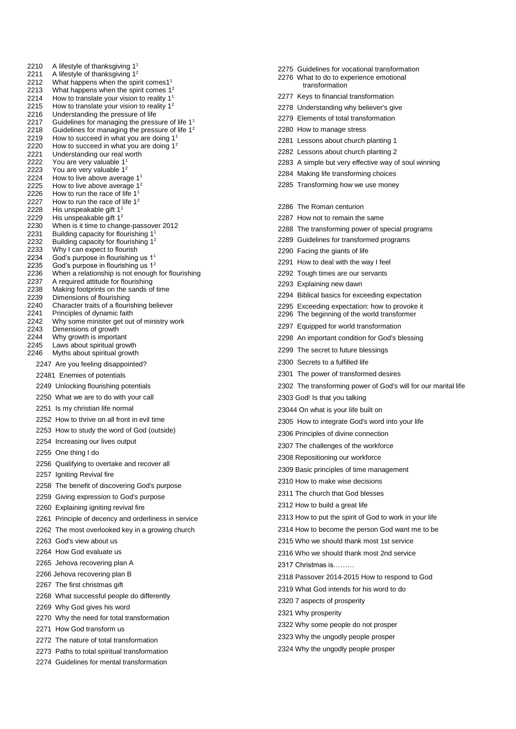2210 A lifestyle of thanksgiving 1[1]
2211 A lifestyle of thanksgiving 1[2]
2212 What happens when the spirit comes1[1]
2213 What happens when the spirit comes 1[2]
2214 How to translate your vision to reality 1[1]
2215 How to translate your vision to reality 1[2]
2216 Understanding the pressure of life
2217 Guidelines for managing the pressure of life 1[1]
2218 Guidelines for managing the pressure of life 1[2]
2219 How to succeed in what you are doing 1[1]
2220 How to succeed in what you are doing 1[2]
2221 Understanding our real worth
2222 You are very valuable 1[1]
2223 You are very valuable 1[2]
2224 How to live above average 1[1]
2225 How to live above average 1[2]
2226 How to run the race of life 1[1]
2227 How to run the race of life 1[2]
2228 His unspeakable gift 1[1]
2229 His unspeakable gift 1[2]
2230 When is it time to change-passover 2012
2231 Building capacity for flourishing 1[1]
2232 Building capacity for flourishing 1[2]
2233 Why I can expect to flourish
2234 God's purpose in flourishing us 1[1]
2235 God's purpose in flourishing us 1[2]
2236 When a relationship is not enough for flourishing
2237 A required attitude for flourishing
2238 Making footprints on the sands of time
2239 Dimensions of flourishing
2240 Character traits of a flourishing believer
2241 Principles of dynamic faith
2242 Why some minister get out of ministry work
2243 Dimensions of growth
2244 Why growth is important
2245 Laws about spiritual growth
2246 Myths about spiritual growth
2247 Are you feeling disappointed?
22481 Enemies of potentials
2249 Unlocking flourishing potentials
2250 What we are to do with your call
2251 Is my christian life normal
2252 How to thrive on all front in evil time
2253 How to study the word of God (outside)
2254 Increasing our lives output
2255 One thing I do
2256 Qualifying to overtake and recover all
2257 Igniting Revival fire
2258 The benefit of discovering God's purpose
2259 Giving expression to God's purpose
2260 Explaining igniting revival fire
2261 Principle of decency and orderliness in service
2262 The most overlooked key in a growing church
2263 God's view about us
2264 How God evaluate us
2265 Jehova recovering plan A
2266 Jehova recovering plan B
2267 The first christmas gift
2268 What successful people do differently
2269 Why God gives his word
2270 Why the need for total transformation
2271 How God transform us
2272 The nature of total transformation
2273 Paths to total spiritual transformation
2274 Guidelines for mental transformation
2275 Guidelines for vocational transformation
2276 What to do to experience emotional transformation
2277 Keys to financial transformation
2278 Understanding why believer's give
2279 Elements of total transformation
2280 How to manage stress
2281 Lessons about church planting 1
2282 Lessons about church planting 2
2283 A simple but very effective way of soul winning
2284 Making life transforming choices
2285 Transforming how we use money
2286 The Roman centurion
2287 How not to remain the same
2288 The transforming power of special programs
2289 Guidelines for transformed programs
2290 Facing the giants of life
2291 How to deal with the way I feel
2292 Tough times are our servants
2293 Explaining new dawn
2294 Biblical basics for exceeding expectation
2295 Exceeding expectation: how to provoke it
2296 The beginning of the world transformer
2297 Equipped for world transformation
2298 An important condition for God's blessing
2299 The secret to future blessings
2300 Secrets to a fulfilled life
2301 The power of transformed desires
2302 The transforming power of God's will for our marital life
2303 God! Is that you talking
23044 On what is your life built on
2305 How to integrate God's word into your life
2306 Principles of divine connection
2307 The challenges of the workforce
2308 Repositioning our workforce
2309 Basic principles of time management
2310 How to make wise decisions
2311 The church that God blesses
2312 How to build a great life
2313 How to put the spirit of God to work in your life
2314 How to become the person God want me to be
2315 Who we should thank most 1st service
2316 Who we should thank most 2nd service
2317 Christmas is………
2318 Passover 2014-2015 How to respond to God
2319 What God intends for his word to do
2320 7 aspects of prosperity
2321 Why prosperity
2322 Why some people do not prosper
2323 Why the ungodly people prosper
2324 Why the ungodly people prosper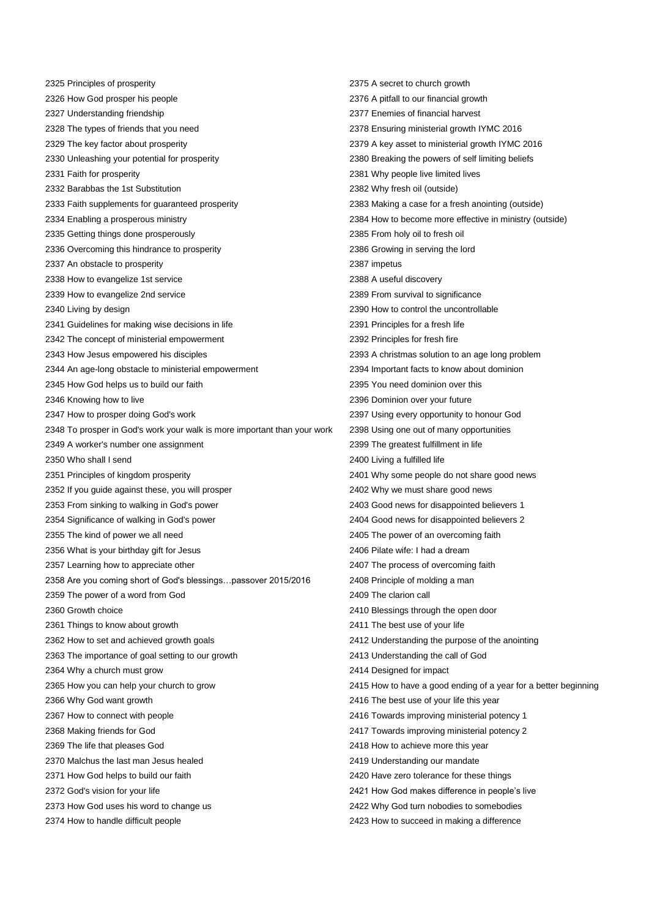2325 Principles of prosperity
2326 How God prosper his people
2327 Understanding friendship
2328 The types of friends that you need
2329 The key factor about prosperity
2330 Unleashing your potential for prosperity
2331 Faith for prosperity
2332 Barabbas the 1st Substitution
2333 Faith supplements for guaranteed prosperity
2334 Enabling a prosperous ministry
2335 Getting things done prosperously
2336 Overcoming this hindrance to prosperity
2337 An obstacle to prosperity
2338 How to evangelize 1st service
2339 How to evangelize 2nd service
2340 Living by design
2341 Guidelines for making wise decisions in life
2342 The concept of ministerial empowerment
2343 How Jesus empowered his disciples
2344 An age-long obstacle to ministerial empowerment
2345 How God helps us to build our faith
2346 Knowing how to live
2347 How to prosper doing God's work
2348 To prosper in God's work your walk is more important than your work
2349 A worker's number one assignment
2350 Who shall I send
2351 Principles of kingdom prosperity
2352 If you guide against these, you will prosper
2353 From sinking to walking in God's power
2354 Significance of walking in God's power
2355 The kind of power we all need
2356 What is your birthday gift for Jesus
2357 Learning how to appreciate other
2358 Are you coming short of God's blessings…passover 2015/2016
2359 The power of a word from God
2360 Growth choice
2361 Things to know about growth
2362 How to set and achieved growth goals
2363 The importance of goal setting to our growth
2364 Why a church must grow
2365 How you can help your church to grow
2366 Why God want growth
2367 How to connect with people
2368 Making friends for God
2369 The life that pleases God
2370 Malchus the last man Jesus healed
2371 How God helps to build our faith
2372 God's vision for your life
2373 How God uses his word to change us
2374 How to handle difficult people
2375 A secret to church growth
2376 A pitfall to our financial growth
2377 Enemies of financial harvest
2378 Ensuring ministerial growth IYMC 2016
2379 A key asset to ministerial growth IYMC 2016
2380 Breaking the powers of self limiting beliefs
2381 Why people live limited lives
2382 Why fresh oil (outside)
2383 Making a case for a fresh anointing (outside)
2384 How to become more effective in ministry (outside)
2385 From holy oil to fresh oil
2386 Growing in serving the lord
2387 impetus
2388 A useful discovery
2389 From survival to significance
2390 How to control the uncontrollable
2391 Principles for a fresh life
2392 Principles for fresh fire
2393 A christmas solution to an age long problem
2394 Important facts to know about dominion
2395 You need dominion over this
2396 Dominion over your future
2397 Using every opportunity to honour God
2398 Using one out of many opportunities
2399 The greatest fulfillment in life
2400 Living a fulfilled life
2401 Why some people do not share good news
2402 Why we must share good news
2403 Good news for disappointed believers 1
2404 Good news for disappointed believers 2
2405 The power of an overcoming faith
2406 Pilate wife: I had a dream
2407 The process of overcoming faith
2408 Principle of molding a man
2409 The clarion call
2410 Blessings through the open door
2411 The best use of your life
2412 Understanding the purpose of the anointing
2413 Understanding the call of God
2414 Designed for impact
2415 How to have a good ending of a year for a better beginning
2416 The best use of your life this year
2416 Towards improving ministerial potency 1
2417 Towards improving ministerial potency 2
2418 How to achieve more this year
2419 Understanding our mandate
2420 Have zero tolerance for these things
2421 How God makes difference in people's live
2422 Why God turn nobodies to somebodies
2423 How to succeed in making a difference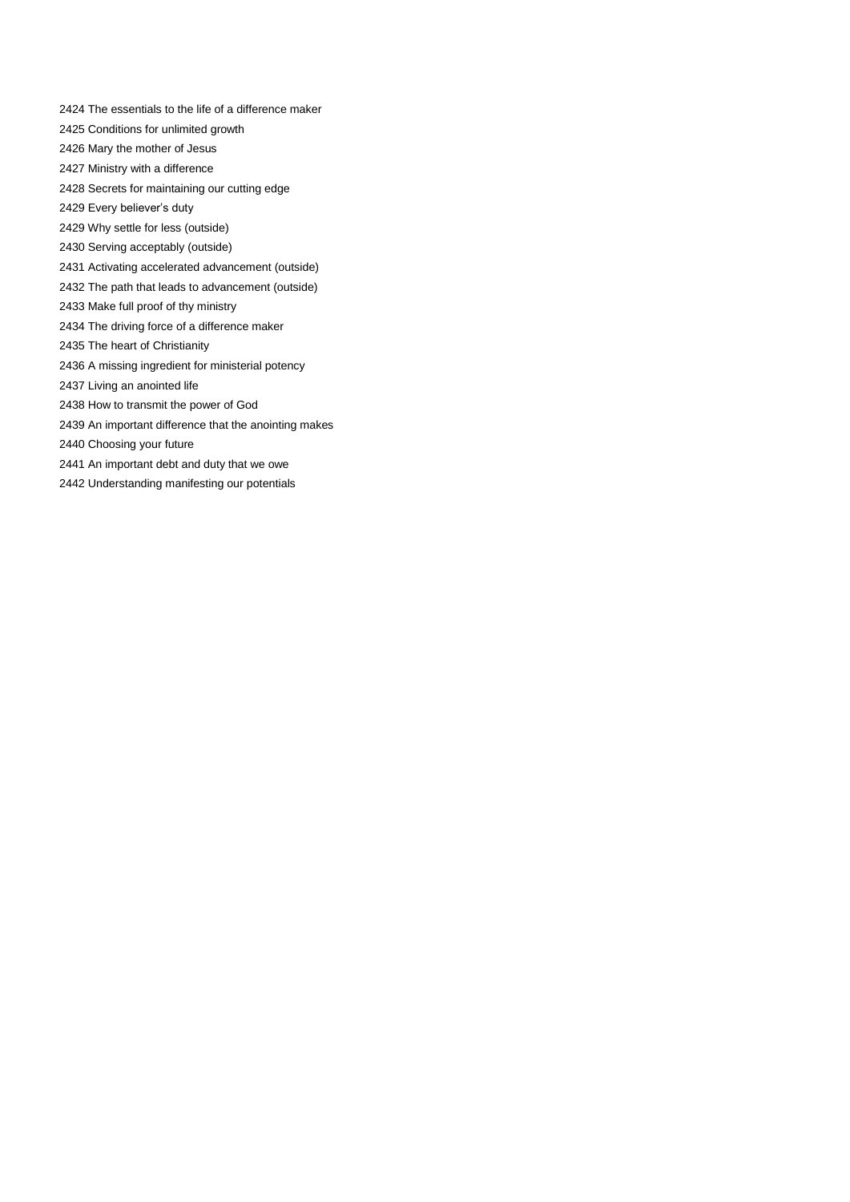2424 The essentials to the life of a difference maker

2425 Conditions for unlimited growth

2426 Mary the mother of Jesus

2427 Ministry with a difference

2428 Secrets for maintaining our cutting edge

2429 Every believer's duty

2429 Why settle for less (outside)

2430 Serving acceptably (outside)

2431 Activating accelerated advancement (outside)

2432 The path that leads to advancement (outside)

2433 Make full proof of thy ministry

2434 The driving force of a difference maker

2435 The heart of Christianity

2436 A missing ingredient for ministerial potency

2437 Living an anointed life

2438 How to transmit the power of God

2439 An important difference that the anointing makes

2440 Choosing your future

2441 An important debt and duty that we owe

2442 Understanding manifesting our potentials